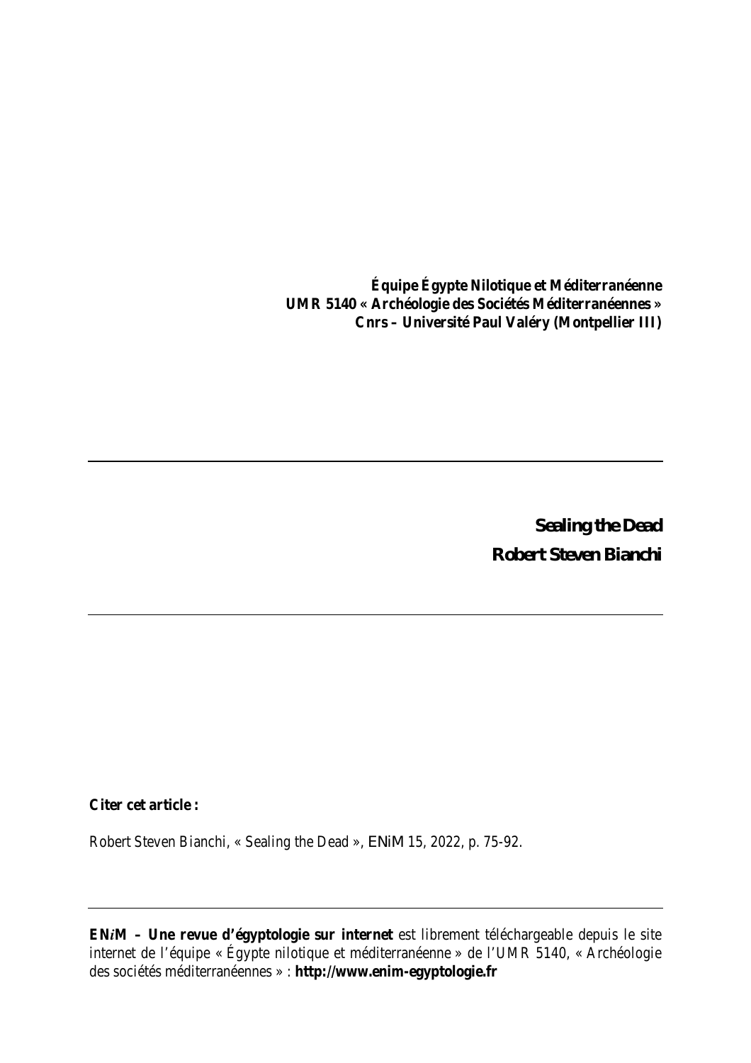**Équipe Égypte Nilotique et Méditerranéenne**
**UMR 5140 « Archéologie des Sociétés Méditerranéennes »**
**Cnrs – Université Paul Valéry (Montpellier III)**

---

# Sealing the Dead

## Robert Steven Bianchi

---

**Citer cet article :**

Robert Steven Bianchi, « Sealing the Dead », *ENiM* 15, 2022, p. 75-92.

---

**EN*i*M – Une revue d'égyptologie sur internet** est librement téléchargeable depuis le site internet de l'équipe « Égypte nilotique et méditerranéenne » de l'UMR 5140, « Archéologie des sociétés méditerranéennes » : **http://www.enim-egyptologie.fr**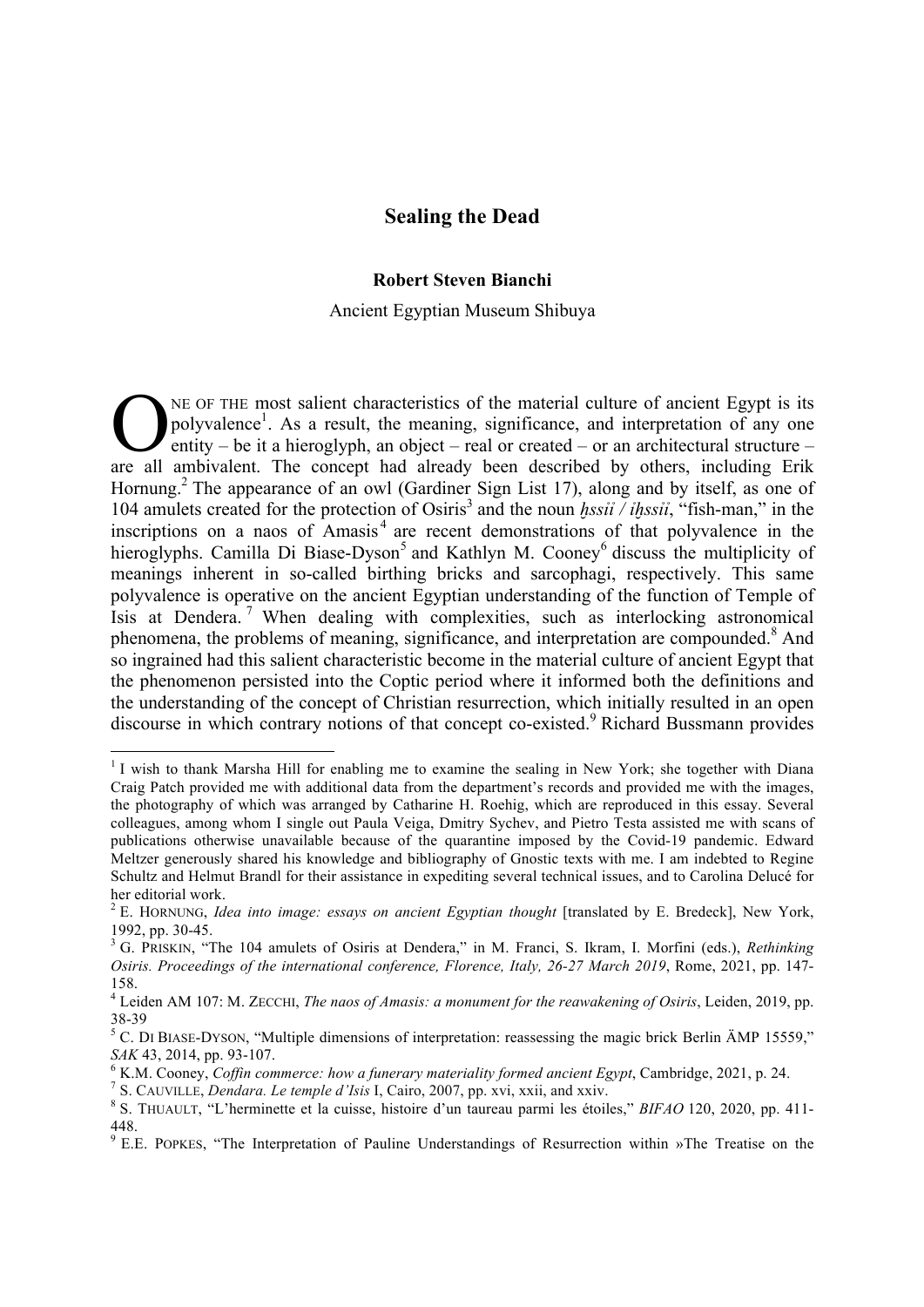# Sealing the Dead

**Robert Steven Bianchi**

Ancient Egyptian Museum Shibuya

ONE OF THE most salient characteristics of the material culture of ancient Egypt is its polyvalence[1]. As a result, the meaning, significance, and interpretation of any one entity – be it a hieroglyph, an object – real or created – or an architectural structure – are all ambivalent. The concept had already been described by others, including Erik Hornung.[2] The appearance of an owl (Gardiner Sign List 17), along and by itself, as one of 104 amulets created for the protection of Osiris[3] and the noun *ḫssỉỉ / iḫssỉỉ*, "fish-man," in the inscriptions on a naos of Amasis[4] are recent demonstrations of that polyvalence in the hieroglyphs. Camilla Di Biase-Dyson[5] and Kathlyn M. Cooney[6] discuss the multiplicity of meanings inherent in so-called birthing bricks and sarcophagi, respectively. This same polyvalence is operative on the ancient Egyptian understanding of the function of Temple of Isis at Dendera.[7] When dealing with complexities, such as interlocking astronomical phenomena, the problems of meaning, significance, and interpretation are compounded.[8] And so ingrained had this salient characteristic become in the material culture of ancient Egypt that the phenomenon persisted into the Coptic period where it informed both the definitions and the understanding of the concept of Christian resurrection, which initially resulted in an open discourse in which contrary notions of that concept co-existed.[9] Richard Bussmann provides

---

[1] I wish to thank Marsha Hill for enabling me to examine the sealing in New York; she together with Diana Craig Patch provided me with additional data from the department's records and provided me with the images, the photography of which was arranged by Catharine H. Roehig, which are reproduced in this essay. Several colleagues, among whom I single out Paula Veiga, Dmitry Sychev, and Pietro Testa assisted me with scans of publications otherwise unavailable because of the quarantine imposed by the Covid-19 pandemic. Edward Meltzer generously shared his knowledge and bibliography of Gnostic texts with me. I am indebted to Regine Schultz and Helmut Brandl for their assistance in expediting several technical issues, and to Carolina Delucé for her editorial work.

[2] E. HORNUNG, *Idea into image: essays on ancient Egyptian thought* [translated by E. Bredeck], New York, 1992, pp. 30-45.

[3] G. PRISKIN, "The 104 amulets of Osiris at Dendera," in M. Franci, S. Ikram, I. Morfini (eds.), *Rethinking Osiris. Proceedings of the international conference, Florence, Italy, 26-27 March 2019*, Rome, 2021, pp. 147-158.

[4] Leiden AM 107: M. ZECCHI, *The naos of Amasis: a monument for the reawakening of Osiris*, Leiden, 2019, pp. 38-39

[5] C. DI BIASE-DYSON, "Multiple dimensions of interpretation: reassessing the magic brick Berlin ÄMP 15559," *SAK* 43, 2014, pp. 93-107.

[6] K.M. Cooney, *Coffin commerce: how a funerary materiality formed ancient Egypt*, Cambridge, 2021, p. 24.

[7] S. CAUVILLE, *Dendara. Le temple d'Isis* I, Cairo, 2007, pp. xvi, xxii, and xxiv.

[8] S. THUAULT, "L'herminette et la cuisse, histoire d'un taureau parmi les étoiles," *BIFAO* 120, 2020, pp. 411-448.

[9] E.E. POPKES, "The Interpretation of Pauline Understandings of Resurrection within »The Treatise on the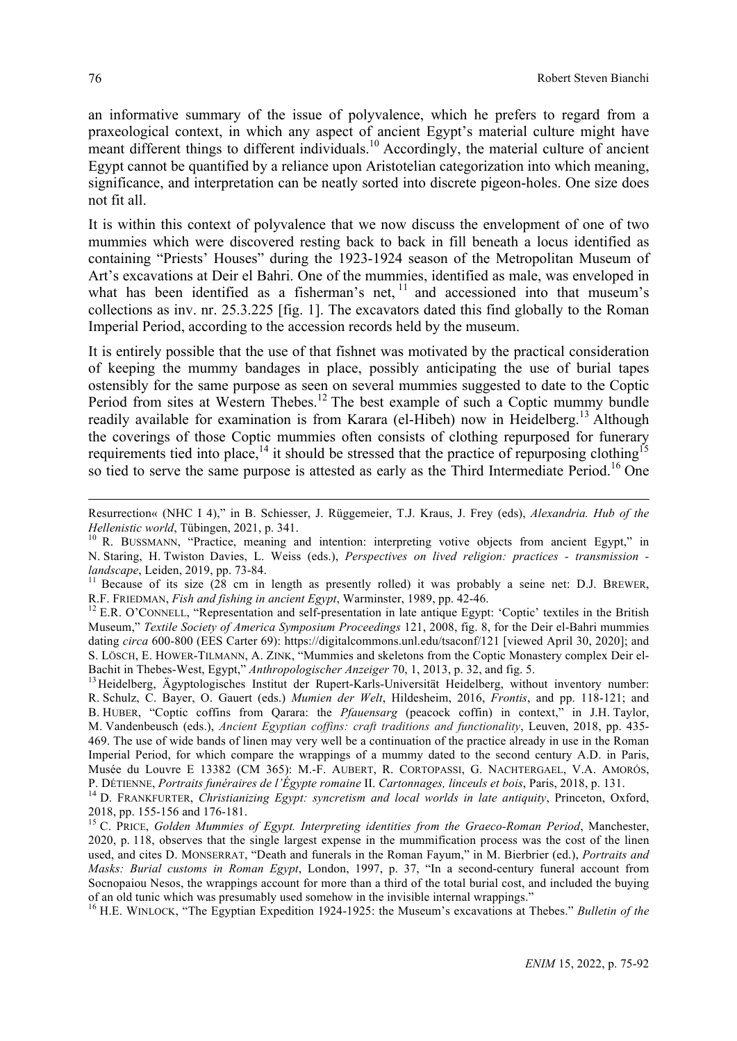an informative summary of the issue of polyvalence, which he prefers to regard from a praxeological context, in which any aspect of ancient Egypt's material culture might have meant different things to different individuals.[10] Accordingly, the material culture of ancient Egypt cannot be quantified by a reliance upon Aristotelian categorization into which meaning, significance, and interpretation can be neatly sorted into discrete pigeon-holes. One size does not fit all.

It is within this context of polyvalence that we now discuss the envelopment of one of two mummies which were discovered resting back to back in fill beneath a locus identified as containing "Priests' Houses" during the 1923-1924 season of the Metropolitan Museum of Art's excavations at Deir el Bahri. One of the mummies, identified as male, was enveloped in what has been identified as a fisherman's net,[11] and accessioned into that museum's collections as inv. nr. 25.3.225 [fig. 1]. The excavators dated this find globally to the Roman Imperial Period, according to the accession records held by the museum.

It is entirely possible that the use of that fishnet was motivated by the practical consideration of keeping the mummy bandages in place, possibly anticipating the use of burial tapes ostensibly for the same purpose as seen on several mummies suggested to date to the Coptic Period from sites at Western Thebes.[12] The best example of such a Coptic mummy bundle readily available for examination is from Karara (el-Hibeh) now in Heidelberg.[13] Although the coverings of those Coptic mummies often consists of clothing repurposed for funerary requirements tied into place,[14] it should be stressed that the practice of repurposing clothing[15] so tied to serve the same purpose is attested as early as the Third Intermediate Period.[16] One

---

Resurrection« (NHC I 4)," in B. Schiesser, J. Rüggemeier, T.J. Kraus, J. Frey (eds), *Alexandria. Hub of the Hellenistic world*, Tübingen, 2021, p. 341.

[10] R. BUSSMANN, "Practice, meaning and intention: interpreting votive objects from ancient Egypt," in N. Staring, H. Twiston Davies, L. Weiss (eds.), *Perspectives on lived religion: practices - transmission - landscape*, Leiden, 2019, pp. 73-84.

[11] Because of its size (28 cm in length as presently rolled) it was probably a seine net: D.J. BREWER, R.F. FRIEDMAN, *Fish and fishing in ancient Egypt*, Warminster, 1989, pp. 42-46.

[12] E.R. O'CONNELL, "Representation and self-presentation in late antique Egypt: 'Coptic' textiles in the British Museum," *Textile Society of America Symposium Proceedings* 121, 2008, fig. 8, for the Deir el-Bahri mummies dating *circa* 600-800 (EES Carter 69): https://digitalcommons.unl.edu/tsaconf/121 [viewed April 30, 2020]; and S. LÖSCH, E. HOWER-TILMANN, A. ZINK, "Mummies and skeletons from the Coptic Monastery complex Deir el-Bachit in Thebes-West, Egypt," *Anthropologischer Anzeiger* 70, 1, 2013, p. 32, and fig. 5.

[13] Heidelberg, Ägyptologisches Institut der Rupert-Karls-Universität Heidelberg, without inventory number: R. Schulz, C. Bayer, O. Gauert (eds.) *Mumien der Welt*, Hildesheim, 2016, *Frontis*, and pp. 118-121; and B. HUBER, "Coptic coffins from Qarara: the *Pfauensarg* (peacock coffin) in context," in J.H. Taylor, M. Vandenbeusch (eds.), *Ancient Egyptian coffins: craft traditions and functionality*, Leuven, 2018, pp. 435-469. The use of wide bands of linen may very well be a continuation of the practice already in use in the Roman Imperial Period, for which compare the wrappings of a mummy dated to the second century A.D. in Paris, Musée du Louvre E 13382 (CM 365): M.-F. AUBERT, R. CORTOPASSI, G. NACHTERGAEL, V.A. AMORÓS, P. DÉTIENNE, *Portraits funéraires de l'Égypte romaine* II. *Cartonnages, linceuls et bois*, Paris, 2018, p. 131.

[14] D. FRANKFURTER, *Christianizing Egypt: syncretism and local worlds in late antiquity*, Princeton, Oxford, 2018, pp. 155-156 and 176-181.

[15] C. PRICE, *Golden Mummies of Egypt. Interpreting identities from the Graeco-Roman Period*, Manchester, 2020, p. 118, observes that the single largest expense in the mummification process was the cost of the linen used, and cites D. MONSERRAT, "Death and funerals in the Roman Fayum," in M. Bierbrier (ed.), *Portraits and Masks: Burial customs in Roman Egypt*, London, 1997, p. 37, "In a second-century funeral account from Socnopaiou Nesos, the wrappings account for more than a third of the total burial cost, and included the buying of an old tunic which was presumably used somehow in the invisible internal wrappings."

[16] H.E. WINLOCK, "The Egyptian Expedition 1924-1925: the Museum's excavations at Thebes." *Bulletin of the*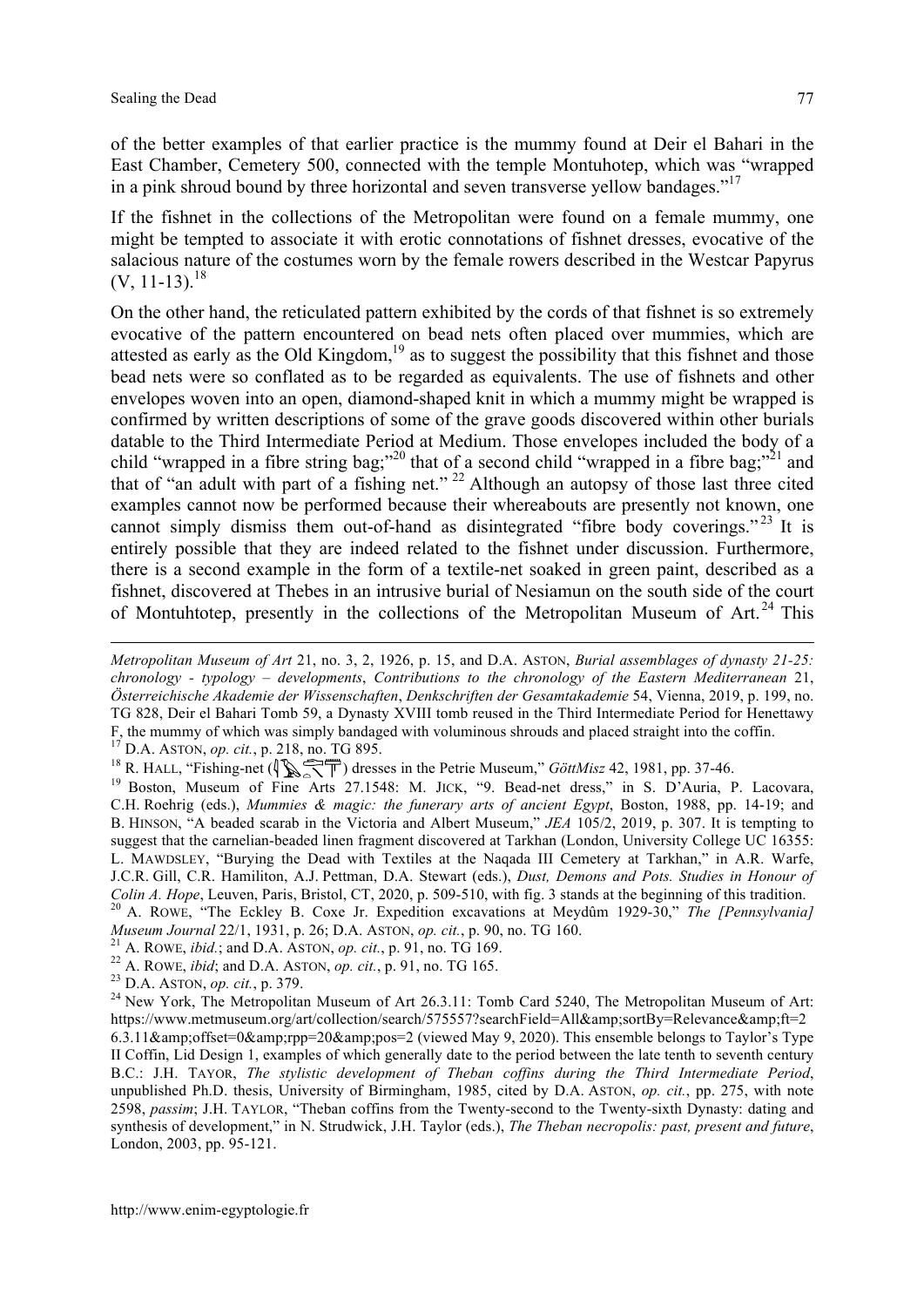of the better examples of that earlier practice is the mummy found at Deir el Bahari in the East Chamber, Cemetery 500, connected with the temple Montuhotep, which was "wrapped in a pink shroud bound by three horizontal and seven transverse yellow bandages."[17]

If the fishnet in the collections of the Metropolitan were found on a female mummy, one might be tempted to associate it with erotic connotations of fishnet dresses, evocative of the salacious nature of the costumes worn by the female rowers described in the Westcar Papyrus (V, 11-13).[18]

On the other hand, the reticulated pattern exhibited by the cords of that fishnet is so extremely evocative of the pattern encountered on bead nets often placed over mummies, which are attested as early as the Old Kingdom,[19] as to suggest the possibility that this fishnet and those bead nets were so conflated as to be regarded as equivalents. The use of fishnets and other envelopes woven into an open, diamond-shaped knit in which a mummy might be wrapped is confirmed by written descriptions of some of the grave goods discovered within other burials datable to the Third Intermediate Period at Medium. Those envelopes included the body of a child "wrapped in a fibre string bag;"[20] that of a second child "wrapped in a fibre bag;"[21] and that of "an adult with part of a fishing net." [22] Although an autopsy of those last three cited examples cannot now be performed because their whereabouts are presently not known, one cannot simply dismiss them out-of-hand as disintegrated "fibre body coverings."[23] It is entirely possible that they are indeed related to the fishnet under discussion. Furthermore, there is a second example in the form of a textile-net soaked in green paint, described as a fishnet, discovered at Thebes in an intrusive burial of Nesiamun on the south side of the court of Montuhtotep, presently in the collections of the Metropolitan Museum of Art.[24] This

---

*Metropolitan Museum of Art* 21, no. 3, 2, 1926, p. 15, and D.A. ASTON, *Burial assemblages of dynasty 21-25: chronology - typology – developments*, *Contributions to the chronology of the Eastern Mediterranean* 21, *Österreichische Akademie der Wissenschaften*, *Denkschriften der Gesamtakademie* 54, Vienna, 2019, p. 199, no. TG 828, Deir el Bahari Tomb 59, a Dynasty XVIII tomb reused in the Third Intermediate Period for Henettawy F, the mummy of which was simply bandaged with voluminous shrouds and placed straight into the coffin.

[17] D.A. ASTON, *op. cit.*, p. 218, no. TG 895.

[18] R. HALL, "Fishing-net (hieroglyphs) dresses in the Petrie Museum," *GöttMisz* 42, 1981, pp. 37-46.

[19] Boston, Museum of Fine Arts 27.1548: M. JICK, "9. Bead-net dress," in S. D'Auria, P. Lacovara, C.H. Roehrig (eds.), *Mummies & magic: the funerary arts of ancient Egypt*, Boston, 1988, pp. 14-19; and B. HINSON, "A beaded scarab in the Victoria and Albert Museum," *JEA* 105/2, 2019, p. 307. It is tempting to suggest that the carnelian-beaded linen fragment discovered at Tarkhan (London, University College UC 16355: L. MAWDSLEY, "Burying the Dead with Textiles at the Naqada III Cemetery at Tarkhan," in A.R. Warfe, J.C.R. Gill, C.R. Hamiliton, A.J. Pettman, D.A. Stewart (eds.), *Dust, Demons and Pots. Studies in Honour of Colin A. Hope*, Leuven, Paris, Bristol, CT, 2020, p. 509-510, with fig. 3 stands at the beginning of this tradition.

[20] A. ROWE, "The Eckley B. Coxe Jr. Expedition excavations at Meydûm 1929-30," *The [Pennsylvania] Museum Journal* 22/1, 1931, p. 26; D.A. ASTON, *op. cit.*, p. 90, no. TG 160.

[21] A. ROWE, *ibid.*; and D.A. ASTON, *op. cit.*, p. 91, no. TG 169.

[22] A. ROWE, *ibid*; and D.A. ASTON, *op. cit.*, p. 91, no. TG 165.

[23] D.A. ASTON, *op. cit.*, p. 379.

[24] New York, The Metropolitan Museum of Art 26.3.11: Tomb Card 5240, The Metropolitan Museum of Art: https://www.metmuseum.org/art/collection/search/575557?searchField=All&amp;sortBy=Relevance&amp;ft=2 6.3.11&amp;offset=0&amp;rpp=20&amp;pos=2 (viewed May 9, 2020). This ensemble belongs to Taylor's Type II Coffin, Lid Design 1, examples of which generally date to the period between the late tenth to seventh century B.C.: J.H. TAYOR, *The stylistic development of Theban coffins during the Third Intermediate Period*, unpublished Ph.D. thesis, University of Birmingham, 1985, cited by D.A. ASTON, *op. cit.*, pp. 275, with note 2598, *passim*; J.H. TAYLOR, "Theban coffins from the Twenty-second to the Twenty-sixth Dynasty: dating and synthesis of development," in N. Strudwick, J.H. Taylor (eds.), *The Theban necropolis: past, present and future*, London, 2003, pp. 95-121.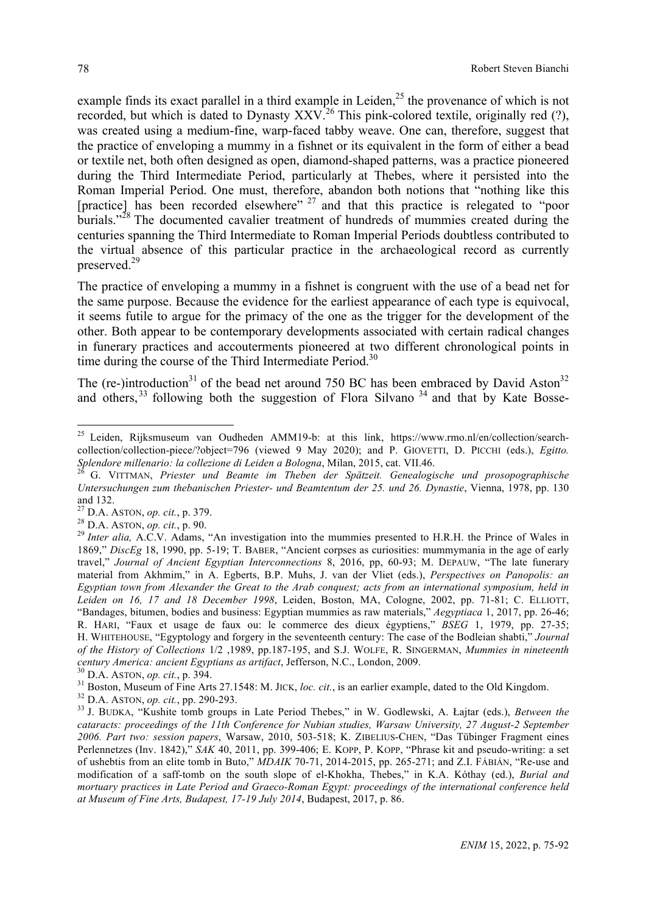example finds its exact parallel in a third example in Leiden,[25] the provenance of which is not recorded, but which is dated to Dynasty XXV.[26] This pink-colored textile, originally red (?), was created using a medium-fine, warp-faced tabby weave. One can, therefore, suggest that the practice of enveloping a mummy in a fishnet or its equivalent in the form of either a bead or textile net, both often designed as open, diamond-shaped patterns, was a practice pioneered during the Third Intermediate Period, particularly at Thebes, where it persisted into the Roman Imperial Period. One must, therefore, abandon both notions that "nothing like this [practice] has been recorded elsewhere" [27] and that this practice is relegated to "poor burials."[28] The documented cavalier treatment of hundreds of mummies created during the centuries spanning the Third Intermediate to Roman Imperial Periods doubtless contributed to the virtual absence of this particular practice in the archaeological record as currently preserved.[29]

The practice of enveloping a mummy in a fishnet is congruent with the use of a bead net for the same purpose. Because the evidence for the earliest appearance of each type is equivocal, it seems futile to argue for the primacy of the one as the trigger for the development of the other. Both appear to be contemporary developments associated with certain radical changes in funerary practices and accouterments pioneered at two different chronological points in time during the course of the Third Intermediate Period.[30]

The (re-)introduction[31] of the bead net around 750 BC has been embraced by David Aston[32] and others,[33] following both the suggestion of Flora Silvano [34] and that by Kate Bosse-

---

[25] Leiden, Rijksmuseum van Oudheden AMM19-b: at this link, https://www.rmo.nl/en/collection/search-collection/collection-piece/?object=796 (viewed 9 May 2020); and P. GIOVETTI, D. PICCHI (eds.), *Egitto. Splendore millenario: la collezione di Leiden a Bologna*, Milan, 2015, cat. VII.46.

[26] G. VITTMAN, *Priester und Beamte im Theben der Spätzeit. Genealogische und prosopographische Untersuchungen zum thebanischen Priester- und Beamtentum der 25. und 26. Dynastie*, Vienna, 1978, pp. 130 and 132.

[27] D.A. ASTON, *op. cit.*, p. 379.

[28] D.A. ASTON, *op. cit.*, p. 90.

[29] *Inter alia,* A.C.V. Adams, "An investigation into the mummies presented to H.R.H. the Prince of Wales in 1869," *DiscEg* 18, 1990, pp. 5-19; T. BABER, "Ancient corpses as curiosities: mummymania in the age of early travel," *Journal of Ancient Egyptian Interconnections* 8, 2016, pp, 60-93; M. DEPAUW, "The late funerary material from Akhmim," in A. Egberts, B.P. Muhs, J. van der Vliet (eds.), *Perspectives on Panopolis: an Egyptian town from Alexander the Great to the Arab conquest; acts from an international symposium, held in Leiden on 16, 17 and 18 December 1998*, Leiden, Boston, MA, Cologne, 2002, pp. 71-81; C. ELLIOTT, "Bandages, bitumen, bodies and business: Egyptian mummies as raw materials," *Aegyptiaca* 1, 2017, pp. 26-46; R. HARI, "Faux et usage de faux ou: le commerce des dieux égyptiens," *BSEG* 1, 1979, pp. 27-35; H. WHITEHOUSE, "Egyptology and forgery in the seventeenth century: The case of the Bodleian shabti," *Journal of the History of Collections* 1/2 ,1989, pp.187-195, and S.J. WOLFE, R. SINGERMAN, *Mummies in nineteenth century America: ancient Egyptians as artifact*, Jefferson, N.C., London, 2009.

[30] D.A. ASTON, *op. cit.*, p. 394.

[31] Boston, Museum of Fine Arts 27.1548: M. JICK, *loc. cit.*, is an earlier example, dated to the Old Kingdom.

[32] D.A. ASTON, *op. cit.*, pp. 290-293.

[33] J. BUDKA, "Kushite tomb groups in Late Period Thebes," in W. Godlewski, A. Łajtar (eds.), *Between the cataracts: proceedings of the 11th Conference for Nubian studies, Warsaw University, 27 August-2 September 2006. Part two: session papers*, Warsaw, 2010, 503-518; K. ZIBELIUS-CHEN, "Das Tübinger Fragment eines Perlennetzes (Inv. 1842)," *SAK* 40, 2011, pp. 399-406; E. KOPP, P. KOPP, "Phrase kit and pseudo-writing: a set of ushebtis from an elite tomb in Buto," *MDAIK* 70-71, 2014-2015, pp. 265-271; and Z.I. FÁBIÁN, "Re-use and modification of a saff-tomb on the south slope of el-Khokha, Thebes," in K.A. Kóthay (ed.), *Burial and mortuary practices in Late Period and Graeco-Roman Egypt: proceedings of the international conference held at Museum of Fine Arts, Budapest, 17-19 July 2014*, Budapest, 2017, p. 86.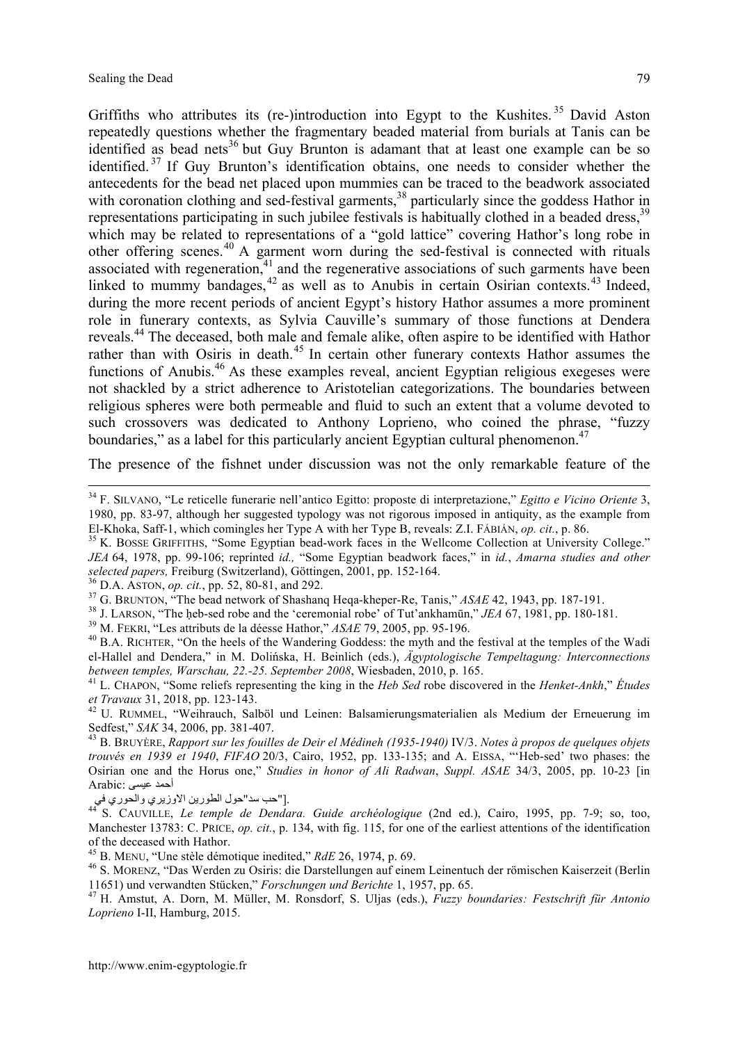Griffiths who attributes its (re-)introduction into Egypt to the Kushites.[35] David Aston repeatedly questions whether the fragmentary beaded material from burials at Tanis can be identified as bead nets[36] but Guy Brunton is adamant that at least one example can be so identified.[37] If Guy Brunton's identification obtains, one needs to consider whether the antecedents for the bead net placed upon mummies can be traced to the beadwork associated with coronation clothing and sed-festival garments,[38] particularly since the goddess Hathor in representations participating in such jubilee festivals is habitually clothed in a beaded dress,[39] which may be related to representations of a "gold lattice" covering Hathor's long robe in other offering scenes.[40] A garment worn during the sed-festival is connected with rituals associated with regeneration,[41] and the regenerative associations of such garments have been linked to mummy bandages,[42] as well as to Anubis in certain Osirian contexts.[43] Indeed, during the more recent periods of ancient Egypt's history Hathor assumes a more prominent role in funerary contexts, as Sylvia Cauville's summary of those functions at Dendera reveals.[44] The deceased, both male and female alike, often aspire to be identified with Hathor rather than with Osiris in death.[45] In certain other funerary contexts Hathor assumes the functions of Anubis.[46] As these examples reveal, ancient Egyptian religious exegeses were not shackled by a strict adherence to Aristotelian categorizations. The boundaries between religious spheres were both permeable and fluid to such an extent that a volume devoted to such crossovers was dedicated to Anthony Loprieno, who coined the phrase, "fuzzy boundaries," as a label for this particularly ancient Egyptian cultural phenomenon.[47]

The presence of the fishnet under discussion was not the only remarkable feature of the

---

[34] F. SILVANO, "Le reticelle funerarie nell'antico Egitto: proposte di interpretazione," *Egitto e Vicino Oriente* 3, 1980, pp. 83-97, although her suggested typology was not rigorous imposed in antiquity, as the example from El-Khoka, Saff-1, which comingles her Type A with her Type B, reveals: Z.I. FÁBIÁN, *op. cit.*, p. 86.

[35] K. BOSSE GRIFFITHS, "Some Egyptian bead-work faces in the Wellcome Collection at University College." *JEA* 64, 1978, pp. 99-106; reprinted *id.,* "Some Egyptian beadwork faces," in *id.*, *Amarna studies and other selected papers,* Freiburg (Switzerland), Göttingen, 2001, pp. 152-164.

[36] D.A. ASTON, *op. cit.*, pp. 52, 80-81, and 292.

[37] G. BRUNTON, "The bead network of Shashanq Heqa-kheper-Re, Tanis," *ASAE* 42, 1943, pp. 187-191.

[38] J. LARSON, "The ḥeb-sed robe and the 'ceremonial robe' of Tut'ankhamūn," *JEA* 67, 1981, pp. 180-181.

[39] M. FEKRI, "Les attributs de la déesse Hathor," *ASAE* 79, 2005, pp. 95-196.

[40] B.A. RICHTER, "On the heels of the Wandering Goddess: the myth and the festival at the temples of the Wadi el-Hallel and Dendera," in M. Dolińska, H. Beinlich (eds.), *Ägyptologische Tempeltagung: Interconnections between temples, Warschau, 22.-25. September 2008*, Wiesbaden, 2010, p. 165.

[41] L. CHAPON, "Some reliefs representing the king in the *Heb Sed* robe discovered in the *Henket-Ankh*," *Études et Travaux* 31, 2018, pp. 123-143.

[42] U. RUMMEL, "Weihrauch, Salböl und Leinen: Balsamierungsmaterialien als Medium der Erneuerung im Sedfest," *SAK* 34, 2006, pp. 381-407.

[43] B. BRUYÈRE, *Rapport sur les fouilles de Deir el Médineh (1935-1940)* IV/3. *Notes à propos de quelques objets trouvés en 1939 et 1940*, *FIFAO* 20/3, Cairo, 1952, pp. 133-135; and A. EISSA, "'Heb-sed' two phases: the Osirian one and the Horus one," *Studies in honor of Ali Radwan*, *Suppl. ASAE* 34/3, 2005, pp. 10-23 [in Arabic: أحمد عيسى
"حب سد"حول الطورين الاوزيري والحوري في"].

[44] S. CAUVILLE, *Le temple de Dendara. Guide archéologique* (2nd ed.), Cairo, 1995, pp. 7-9; so, too, Manchester 13783: C. PRICE, *op. cit.*, p. 134, with fig. 115, for one of the earliest attentions of the identification of the deceased with Hathor.

[45] B. MENU, "Une stèle démotique inedited," *RdE* 26, 1974, p. 69.

[46] S. MORENZ, "Das Werden zu Osiris: die Darstellungen auf einem Leinentuch der römischen Kaiserzeit (Berlin 11651) und verwandten Stücken," *Forschungen und Berichte* 1, 1957, pp. 65.

[47] H. Amstut, A. Dorn, M. Müller, M. Ronsdorf, S. Uljas (eds.), *Fuzzy boundaries: Festschrift für Antonio Loprieno* I-II, Hamburg, 2015.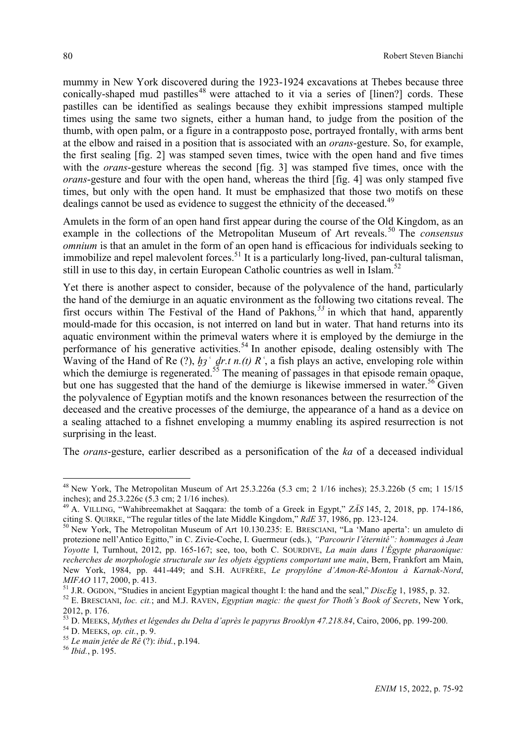mummy in New York discovered during the 1923-1924 excavations at Thebes because three conically-shaped mud pastilles[48] were attached to it via a series of [linen?] cords. These pastilles can be identified as sealings because they exhibit impressions stamped multiple times using the same two signets, either a human hand, to judge from the position of the thumb, with open palm, or a figure in a contrapposto pose, portrayed frontally, with arms bent at the elbow and raised in a position that is associated with an *orans*-gesture. So, for example, the first sealing [fig. 2] was stamped seven times, twice with the open hand and five times with the *orans*-gesture whereas the second [fig. 3] was stamped five times, once with the *orans*-gesture and four with the open hand, whereas the third [fig. 4] was only stamped five times, but only with the open hand. It must be emphasized that those two motifs on these dealings cannot be used as evidence to suggest the ethnicity of the deceased.[49]

Amulets in the form of an open hand first appear during the course of the Old Kingdom, as an example in the collections of the Metropolitan Museum of Art reveals.[50] The *consensus omnium* is that an amulet in the form of an open hand is efficacious for individuals seeking to immobilize and repel malevolent forces.[51] It is a particularly long-lived, pan-cultural talisman, still in use to this day, in certain European Catholic countries as well in Islam.[52]

Yet there is another aspect to consider, because of the polyvalence of the hand, particularly the hand of the demiurge in an aquatic environment as the following two citations reveal. The first occurs within The Festival of the Hand of Pakhons,[53] in which that hand, apparently mould-made for this occasion, is not interred on land but in water. That hand returns into its aquatic environment within the primeval waters where it is employed by the demiurge in the performance of his generative activities.[54] In another episode, dealing ostensibly with The Waving of the Hand of Re (?), *ḫꜣʿ ḏr.t n.(t) Rʿ*, a fish plays an active, enveloping role within which the demiurge is regenerated.[55] The meaning of passages in that episode remain opaque, but one has suggested that the hand of the demiurge is likewise immersed in water.[56] Given the polyvalence of Egyptian motifs and the known resonances between the resurrection of the deceased and the creative processes of the demiurge, the appearance of a hand as a device on a sealing attached to a fishnet enveloping a mummy enabling its aspired resurrection is not surprising in the least.

The *orans*-gesture, earlier described as a personification of the *ka* of a deceased individual

---

[48] New York, The Metropolitan Museum of Art 25.3.226a (5.3 cm; 2 1/16 inches); 25.3.226b (5 cm; 1 15/15 inches); and 25.3.226c (5.3 cm; 2 1/16 inches).

[49] A. VILLING, "Wahibreemakhet at Saqqara: the tomb of a Greek in Egypt," *ZÄS* 145, 2, 2018, pp. 174-186, citing S. QUIRKE, "The regular titles of the late Middle Kingdom," *RdE* 37, 1986, pp. 123-124.

[50] New York, The Metropolitan Museum of Art 10.130.235: E. BRESCIANI, "La 'Mano aperta': un amuleto di protezione nell'Antico Egitto," in C. Zivie-Coche, I. Guermeur (eds.), *"Parcourir l'éternité": hommages à Jean Yoyotte* I, Turnhout, 2012, pp. 165-167; see, too, both C. SOURDIVE, *La main dans l'Égypte pharaonique: recherches de morphologie structurale sur les objets égyptiens comportant une main*, Bern, Frankfort am Main, New York, 1984, pp. 441-449; and S.H. AUFRÈRE, *Le propylône d'Amon-Rê-Montou à Karnak-Nord*, *MIFAO* 117, 2000, p. 413.

[51] J.R. OGDON, "Studies in ancient Egyptian magical thought I: the hand and the seal," *DiscEg* 1, 1985, p. 32.

[52] E. BRESCIANI, *loc. cit.*; and M.J. RAVEN, *Egyptian magic: the quest for Thoth's Book of Secrets*, New York, 2012, p. 176.

[53] D. MEEKS, *Mythes et légendes du Delta d'après le papyrus Brooklyn 47.218.84*, Cairo, 2006, pp. 199-200.

[54] D. MEEKS, *op. cit.*, p. 9.

[55] *Le main jetée de Rê* (?): *ibid.*, p.194.

[56] *Ibid.*, p. 195.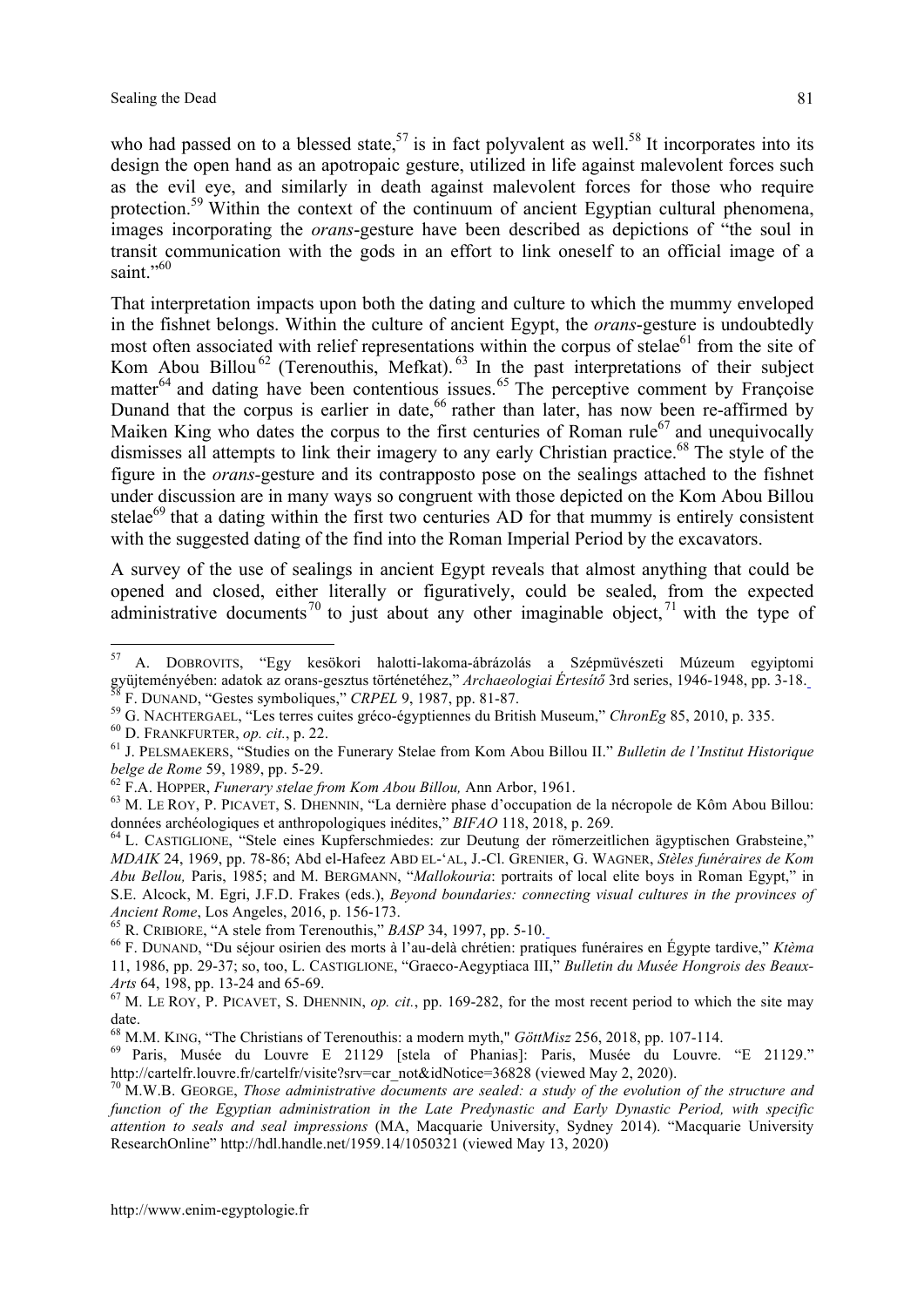who had passed on to a blessed state,[57] is in fact polyvalent as well.[58] It incorporates into its design the open hand as an apotropaic gesture, utilized in life against malevolent forces such as the evil eye, and similarly in death against malevolent forces for those who require protection.[59] Within the context of the continuum of ancient Egyptian cultural phenomena, images incorporating the *orans*-gesture have been described as depictions of "the soul in transit communication with the gods in an effort to link oneself to an official image of a saint."[60]

That interpretation impacts upon both the dating and culture to which the mummy enveloped in the fishnet belongs. Within the culture of ancient Egypt, the *orans*-gesture is undoubtedly most often associated with relief representations within the corpus of stelae[61] from the site of Kom Abou Billou[62] (Terenouthis, Mefkat).[63] In the past interpretations of their subject matter[64] and dating have been contentious issues.[65] The perceptive comment by Françoise Dunand that the corpus is earlier in date,[66] rather than later, has now been re-affirmed by Maiken King who dates the corpus to the first centuries of Roman rule[67] and unequivocally dismisses all attempts to link their imagery to any early Christian practice.[68] The style of the figure in the *orans*-gesture and its contrapposto pose on the sealings attached to the fishnet under discussion are in many ways so congruent with those depicted on the Kom Abou Billou stelae[69] that a dating within the first two centuries AD for that mummy is entirely consistent with the suggested dating of the find into the Roman Imperial Period by the excavators.

A survey of the use of sealings in ancient Egypt reveals that almost anything that could be opened and closed, either literally or figuratively, could be sealed, from the expected administrative documents[70] to just about any other imaginable object,[71] with the type of

---

[57] A. DOBROVITS, "Egy kesökori halotti-lakoma-ábrázolás a Szépmüvészeti Múzeum egyiptomi gyüjteményében: adatok az orans-gesztus történetéhez," *Archaeologiai Értesítő* 3rd series, 1946-1948, pp. 3-18.

[58] F. DUNAND, "Gestes symboliques," *CRPEL* 9, 1987, pp. 81-87.

[59] G. NACHTERGAEL, "Les terres cuites gréco-égyptiennes du British Museum," *ChronEg* 85, 2010, p. 335.

[60] D. FRANKFURTER, *op. cit.*, p. 22.

[61] J. PELSMAEKERS, "Studies on the Funerary Stelae from Kom Abou Billou II." *Bulletin de l'Institut Historique belge de Rome* 59, 1989, pp. 5-29.

[62] F.A. HOPPER, *Funerary stelae from Kom Abou Billou,* Ann Arbor, 1961.

[63] M. LE ROY, P. PICAVET, S. DHENNIN, "La dernière phase d'occupation de la nécropole de Kôm Abou Billou: données archéologiques et anthropologiques inédites," *BIFAO* 118, 2018, p. 269.

[64] L. CASTIGLIONE, "Stele eines Kupferschmiedes: zur Deutung der römerzeitlichen ägyptischen Grabsteine," *MDAIK* 24, 1969, pp. 78-86; Abd el-Hafeez ABD EL-'AL, J.-Cl. GRENIER, G. WAGNER, *Stèles funéraires de Kom Abu Bellou,* Paris, 1985; and M. BERGMANN, "*Mallokouria*: portraits of local elite boys in Roman Egypt," in S.E. Alcock, M. Egri, J.F.D. Frakes (eds.), *Beyond boundaries: connecting visual cultures in the provinces of Ancient Rome*, Los Angeles, 2016, p. 156-173.

[65] R. CRIBIORE, "A stele from Terenouthis," *BASP* 34, 1997, pp. 5-10.

[66] F. DUNAND, "Du séjour osirien des morts à l'au-delà chrétien: pratiques funéraires en Égypte tardive," *Ktèma* 11, 1986, pp. 29-37; so, too, L. CASTIGLIONE, "Graeco-Aegyptiaca III," *Bulletin du Musée Hongrois des Beaux-Arts* 64, 198, pp. 13-24 and 65-69.

[67] M. LE ROY, P. PICAVET, S. DHENNIN, *op. cit.*, pp. 169-282, for the most recent period to which the site may date.

[68] M.M. KING, "The Christians of Terenouthis: a modern myth," *GöttMisz* 256, 2018, pp. 107-114.

[69] Paris, Musée du Louvre E 21129 [stela of Phanias]: Paris, Musée du Louvre. "E 21129." http://cartelfr.louvre.fr/cartelfr/visite?srv=car_not&idNotice=36828 (viewed May 2, 2020).

[70] M.W.B. GEORGE, *Those administrative documents are sealed: a study of the evolution of the structure and function of the Egyptian administration in the Late Predynastic and Early Dynastic Period, with specific attention to seals and seal impressions* (MA, Macquarie University, Sydney 2014). "Macquarie University ResearchOnline" http://hdl.handle.net/1959.14/1050321 (viewed May 13, 2020)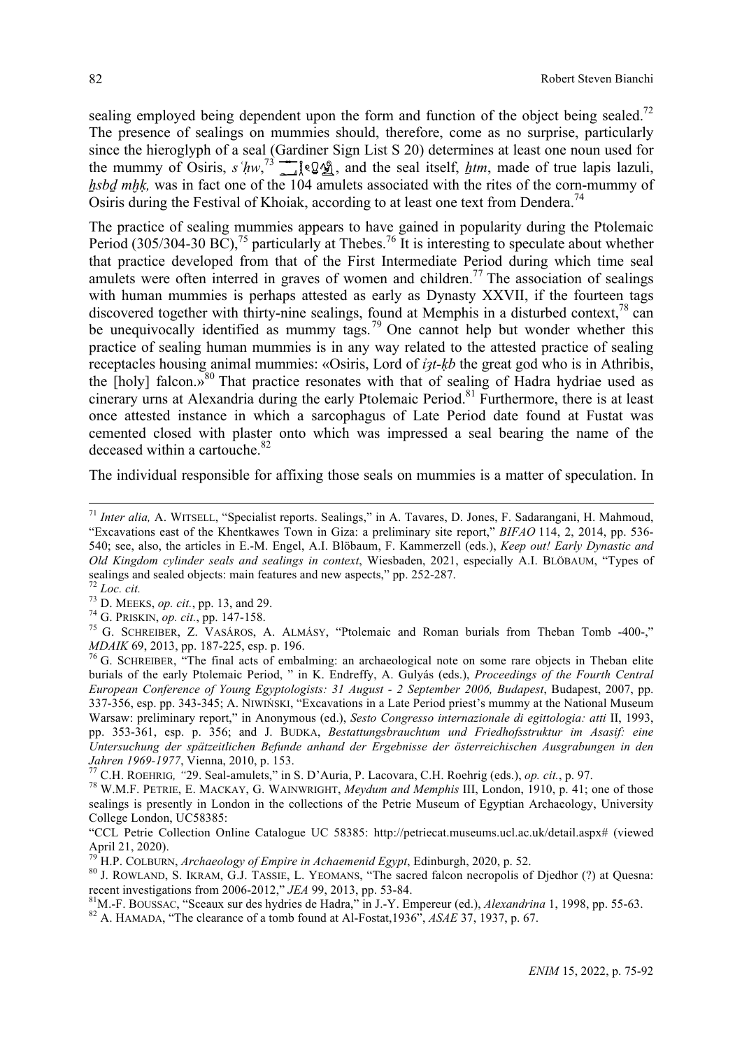sealing employed being dependent upon the form and function of the object being sealed.[72] The presence of sealings on mummies should, therefore, come as no surprise, particularly since the hieroglyph of a seal (Gardiner Sign List S 20) determines at least one noun used for the mummy of Osiris, *sꜥḥw*,[73] [hieroglyphs], and the seal itself, *ḫtm*, made of true lapis lazuli, *ḫsbḏ mḥḳ,* was in fact one of the 104 amulets associated with the rites of the corn-mummy of Osiris during the Festival of Khoiak, according to at least one text from Dendera.[74]

The practice of sealing mummies appears to have gained in popularity during the Ptolemaic Period (305/304-30 BC),[75] particularly at Thebes.[76] It is interesting to speculate about whether that practice developed from that of the First Intermediate Period during which time seal amulets were often interred in graves of women and children.[77] The association of sealings with human mummies is perhaps attested as early as Dynasty XXVII, if the fourteen tags discovered together with thirty-nine sealings, found at Memphis in a disturbed context,[78] can be unequivocally identified as mummy tags.[79] One cannot help but wonder whether this practice of sealing human mummies is in any way related to the attested practice of sealing receptacles housing animal mummies: «Osiris, Lord of *ỉꜣt-ḳb* the great god who is in Athribis, the [holy] falcon.»[80] That practice resonates with that of sealing of Hadra hydriae used as cinerary urns at Alexandria during the early Ptolemaic Period.[81] Furthermore, there is at least once attested instance in which a sarcophagus of Late Period date found at Fustat was cemented closed with plaster onto which was impressed a seal bearing the name of the deceased within a cartouche.[82]

The individual responsible for affixing those seals on mummies is a matter of speculation. In

---

[71] *Inter alia,* A. WITSELL, "Specialist reports. Sealings," in A. Tavares, D. Jones, F. Sadarangani, H. Mahmoud, "Excavations east of the Khentkawes Town in Giza: a preliminary site report," *BIFAO* 114, 2, 2014, pp. 536-540; see, also, the articles in E.-M. Engel, A.I. Blöbaum, F. Kammerzell (eds.), *Keep out! Early Dynastic and Old Kingdom cylinder seals and sealings in context*, Wiesbaden, 2021, especially A.I. BLÖBAUM, "Types of sealings and sealed objects: main features and new aspects," pp. 252-287.

[72] *Loc. cit.*

[73] D. MEEKS, *op. cit.*, pp. 13, and 29.

[74] G. PRISKIN, *op. cit.*, pp. 147-158.

[75] G. SCHREIBER, Z. VASÁROS, A. ALMÁSY, "Ptolemaic and Roman burials from Theban Tomb -400-," *MDAIK* 69, 2013, pp. 187-225, esp. p. 196.

[76] G. SCHREIBER, "The final acts of embalming: an archaeological note on some rare objects in Theban elite burials of the early Ptolemaic Period, " in K. Endreffy, A. Gulyás (eds.), *Proceedings of the Fourth Central European Conference of Young Egyptologists: 31 August - 2 September 2006, Budapest*, Budapest, 2007, pp. 337-356, esp. pp. 343-345; A. NIWIŃSKI, "Excavations in a Late Period priest's mummy at the National Museum Warsaw: preliminary report," in Anonymous (ed.), *Sesto Congresso internazionale di egittologia: atti* II, 1993, pp. 353-361, esp. p. 356; and J. BUDKA, *Bestattungsbrauchtum und Friedhofsstruktur im Asasif: eine Untersuchung der spätzeitlichen Befunde anhand der Ergebnisse der österreichischen Ausgrabungen in den Jahren 1969-1977*, Vienna, 2010, p. 153.

[77] C.H. ROEHRIG, "29. Seal-amulets," in S. D'Auria, P. Lacovara, C.H. Roehrig (eds.), *op. cit.*, p. 97.

[78] W.M.F. PETRIE, E. MACKAY, G. WAINWRIGHT, *Meydum and Memphis* III, London, 1910, p. 41; one of those sealings is presently in London in the collections of the Petrie Museum of Egyptian Archaeology, University College London, UC58385:
"CCL Petrie Collection Online Catalogue UC 58385: http://petriecat.museums.ucl.ac.uk/detail.aspx# (viewed April 21, 2020).

[79] H.P. COLBURN, *Archaeology of Empire in Achaemenid Egypt*, Edinburgh, 2020, p. 52.

[80] J. ROWLAND, S. IKRAM, G.J. TASSIE, L. YEOMANS, "The sacred falcon necropolis of Djedhor (?) at Quesna: recent investigations from 2006-2012," *JEA* 99, 2013, pp. 53-84.

[81] M.-F. BOUSSAC, "Sceaux sur des hydries de Hadra," in J.-Y. Empereur (ed.), *Alexandrina* 1, 1998, pp. 55-63.

[82] A. HAMADA, "The clearance of a tomb found at Al-Fostat,1936", *ASAE* 37, 1937, p. 67.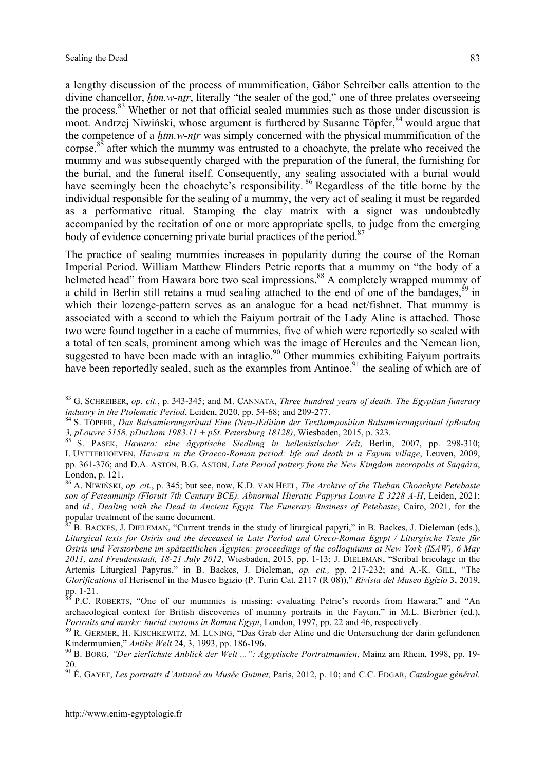a lengthy discussion of the process of mummification, Gábor Schreiber calls attention to the divine chancellor, *ḫtm.w-nṯr*, literally "the sealer of the god," one of three prelates overseeing the process.[83] Whether or not that official sealed mummies such as those under discussion is moot. Andrzej Niwiński, whose argument is furthered by Susanne Töpfer,[84] would argue that the competence of a *ḫtm.w-nṯr* was simply concerned with the physical mummification of the corpse,[85] after which the mummy was entrusted to a choachyte, the prelate who received the mummy and was subsequently charged with the preparation of the funeral, the furnishing for the burial, and the funeral itself. Consequently, any sealing associated with a burial would have seemingly been the choachyte's responsibility.[86] Regardless of the title borne by the individual responsible for the sealing of a mummy, the very act of sealing it must be regarded as a performative ritual. Stamping the clay matrix with a signet was undoubtedly accompanied by the recitation of one or more appropriate spells, to judge from the emerging body of evidence concerning private burial practices of the period.[87]

The practice of sealing mummies increases in popularity during the course of the Roman Imperial Period. William Matthew Flinders Petrie reports that a mummy on "the body of a helmeted head" from Hawara bore two seal impressions.[88] A completely wrapped mummy of a child in Berlin still retains a mud sealing attached to the end of one of the bandages,[89] in which their lozenge-pattern serves as an analogue for a bead net/fishnet. That mummy is associated with a second to which the Faiyum portrait of the Lady Aline is attached. Those two were found together in a cache of mummies, five of which were reportedly so sealed with a total of ten seals, prominent among which was the image of Hercules and the Nemean lion, suggested to have been made with an intaglio.[90] Other mummies exhibiting Faiyum portraits have been reportedly sealed, such as the examples from Antinoe,[91] the sealing of which are of

---

[83] G. Schreiber, *op. cit.*, p. 343-345; and M. Cannata, *Three hundred years of death. The Egyptian funerary industry in the Ptolemaic Period*, Leiden, 2020, pp. 54-68; and 209-277.

[84] S. Töpfer, *Das Balsamierungsritual Eine (Neu-)Edition der Textkomposition Balsamierungsritual (pBoulaq 3, pLouvre 5158, pDurham 1983.11 + pSt. Petersburg 18128)*, Wiesbaden, 2015, p. 323.

[85] S. Pasek, *Hawara: eine ägyptische Siedlung in hellenistischer Zeit*, Berlin, 2007, pp. 298-310; I. Uytterhoeven, *Hawara in the Graeco-Roman period: life and death in a Fayum village*, Leuven, 2009, pp. 361-376; and D.A. Aston, B.G. Aston, *Late Period pottery from the New Kingdom necropolis at Saqqâra*, London, p. 121.

[86] A. Niwiński, *op. cit.*, p. 345; but see, now, K.D. van Heel, *The Archive of the Theban Choachyte Petebaste son of Peteamunip (Floruit 7th Century BCE). Abnormal Hieratic Papyrus Louvre E 3228 A-H*, Leiden, 2021; and *id., Dealing with the Dead in Ancient Egypt. The Funerary Business of Petebaste*, Cairo, 2021, for the popular treatment of the same document.

[87] B. Backes, J. Dieleman, "Current trends in the study of liturgical papyri," in B. Backes, J. Dieleman (eds.), *Liturgical texts for Osiris and the deceased in Late Period and Greco-Roman Egypt / Liturgische Texte für Osiris und Verstorbene im spätzeitlichen Ägypten: proceedings of the colloquiums at New York (ISAW), 6 May 2011, and Freudenstadt, 18-21 July 2012*, Wiesbaden, 2015, pp. 1-13; J. Dieleman, "Scribal bricolage in the Artemis Liturgical Papyrus," in B. Backes, J. Dieleman, *op. cit.,* pp. 217-232; and A.-K. Gill, "The *Glorifications* of Herisenef in the Museo Egizio (P. Turin Cat. 2117 (R 08))," *Rivista del Museo Egizio* 3, 2019, pp. 1-21.

[88] P.C. Roberts, "One of our mummies is missing: evaluating Petrie's records from Hawara;" and "An archaeological context for British discoveries of mummy portraits in the Fayum," in M.L. Bierbrier (ed.), *Portraits and masks: burial customs in Roman Egypt*, London, 1997, pp. 22 and 46, respectively.

[89] R. Germer, H. Kischkewitz, M. Lüning, "Das Grab der Aline und die Untersuchung der darin gefundenen Kindermumien," *Antike Welt* 24, 3, 1993, pp. 186-196.

[90] B. Borg, *"Der zierlichste Anblick der Welt ...": Ägyptische Portratmumien*, Mainz am Rhein, 1998, pp. 19-20.

[91] É. Gayet, *Les portraits d'Antinoé au Musée Guimet,* Paris, 2012, p. 10; and C.C. Edgar, *Catalogue général.*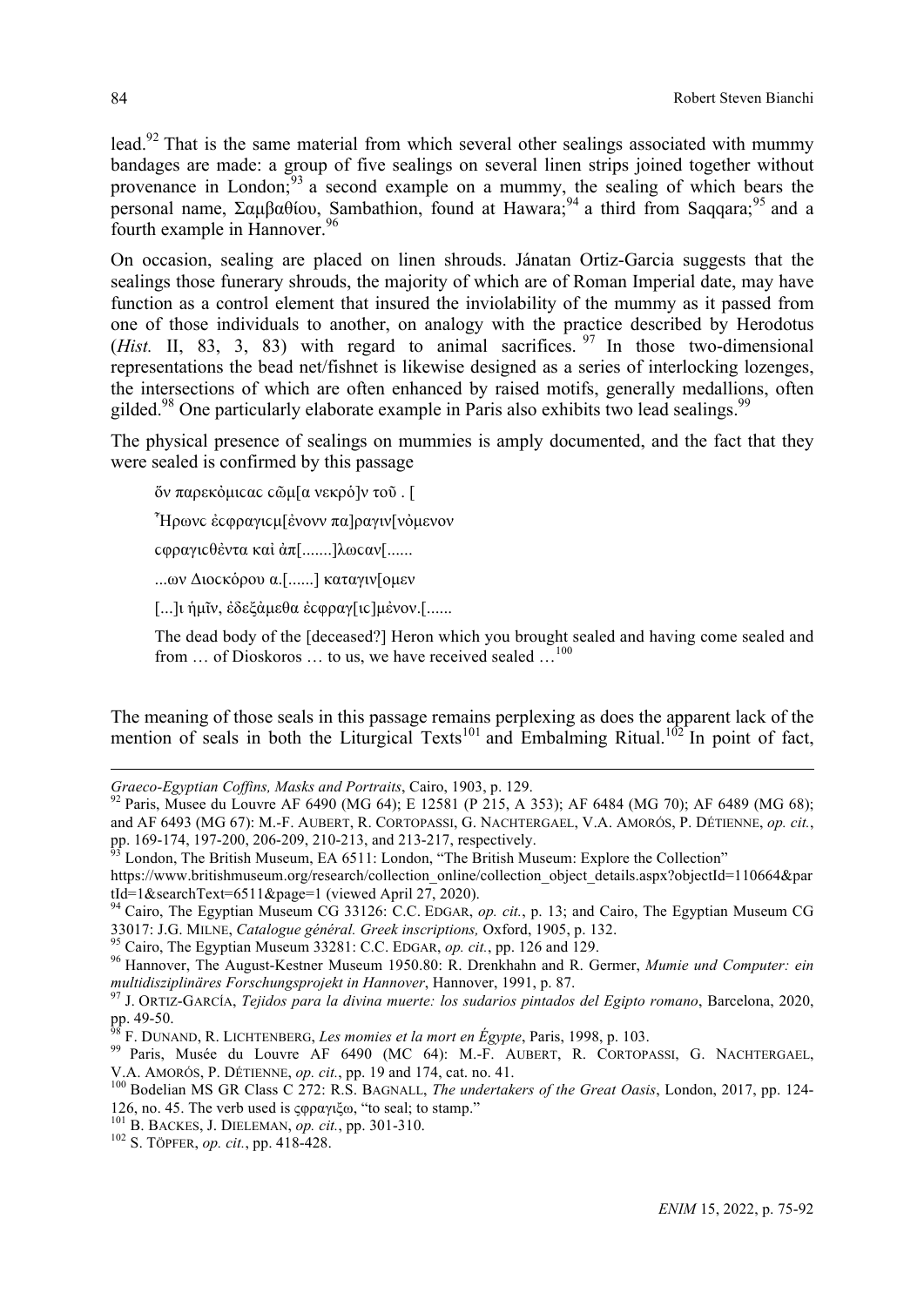lead.[92] That is the same material from which several other sealings associated with mummy bandages are made: a group of five sealings on several linen strips joined together without provenance in London;[93] a second example on a mummy, the sealing of which bears the personal name, Σαμβαθίου, Sambathion, found at Hawara;[94] a third from Saqqara;[95] and a fourth example in Hannover.[96]

On occasion, sealing are placed on linen shrouds. Jánatan Ortiz-Garcia suggests that the sealings those funerary shrouds, the majority of which are of Roman Imperial date, may have function as a control element that insured the inviolability of the mummy as it passed from one of those individuals to another, on analogy with the practice described by Herodotus (*Hist.* II, 83, 3, 83) with regard to animal sacrifices.[97] In those two-dimensional representations the bead net/fishnet is likewise designed as a series of interlocking lozenges, the intersections of which are often enhanced by raised motifs, generally medallions, often gilded.[98] One particularly elaborate example in Paris also exhibits two lead sealings.[99]

The physical presence of sealings on mummies is amply documented, and the fact that they were sealed is confirmed by this passage

> ὅν παρεκὸμιcαc cῶμ[α νεκρό]ν τοῦ . [
>
> Ἧρωνc ἐcφραγιcμ[ένονν πα]ραγιν[νὸμενον
>
> cφραγιcθὲντα καὶ ἀπ[.......]λωcαν[......
>
> ...ων Διοcκόρου α.[......] καταγιν[ομεν
>
> [...]ι ἡμῖν, ἐδεξὰμεθα ἐcφραγ[ιc]μὲνον.[......
>
> The dead body of the [deceased?] Heron which you brought sealed and having come sealed and from … of Dioskoros … to us, we have received sealed …[100]

The meaning of those seals in this passage remains perplexing as does the apparent lack of the mention of seals in both the Liturgical Texts[101] and Embalming Ritual.[102] In point of fact,

---

*Graeco-Egyptian Coffins, Masks and Portraits*, Cairo, 1903, p. 129.

[92] Paris, Musee du Louvre AF 6490 (MG 64); E 12581 (P 215, A 353); AF 6484 (MG 70); AF 6489 (MG 68); and AF 6493 (MG 67): M.-F. AUBERT, R. CORTOPASSI, G. NACHTERGAEL, V.A. AMORÓS, P. DÉTIENNE, *op. cit.*, pp. 169-174, 197-200, 206-209, 210-213, and 213-217, respectively.

[93] London, The British Museum, EA 6511: London, "The British Museum: Explore the Collection" https://www.britishmuseum.org/research/collection_online/collection_object_details.aspx?objectId=110664&partId=1&searchText=6511&page=1 (viewed April 27, 2020).

[94] Cairo, The Egyptian Museum CG 33126: C.C. EDGAR, *op. cit.*, p. 13; and Cairo, The Egyptian Museum CG 33017: J.G. MILNE, *Catalogue général. Greek inscriptions,* Oxford, 1905, p. 132.

[95] Cairo, The Egyptian Museum 33281: C.C. EDGAR, *op. cit.*, pp. 126 and 129.

[96] Hannover, The August-Kestner Museum 1950.80: R. Drenkhahn and R. Germer, *Mumie und Computer: ein multidisziplinäres Forschungsprojekt in Hannover*, Hannover, 1991, p. 87.

[97] J. ORTIZ-GARCÍA, *Tejidos para la divina muerte: los sudarios pintados del Egipto romano*, Barcelona, 2020, pp. 49-50.

[98] F. DUNAND, R. LICHTENBERG, *Les momies et la mort en Égypte*, Paris, 1998, p. 103.

[99] Paris, Musée du Louvre AF 6490 (MC 64): M.-F. AUBERT, R. CORTOPASSI, G. NACHTERGAEL, V.A. AMORÓS, P. DÉTIENNE, *op. cit.*, pp. 19 and 174, cat. no. 41.

[100] Bodelian MS GR Class C 272: R.S. BAGNALL, *The undertakers of the Great Oasis*, London, 2017, pp. 124-126, no. 45. The verb used is ςφραγιξω, "to seal; to stamp."

[101] B. BACKES, J. DIELEMAN, *op. cit.*, pp. 301-310.

[102] S. TÖPFER, *op. cit.*, pp. 418-428.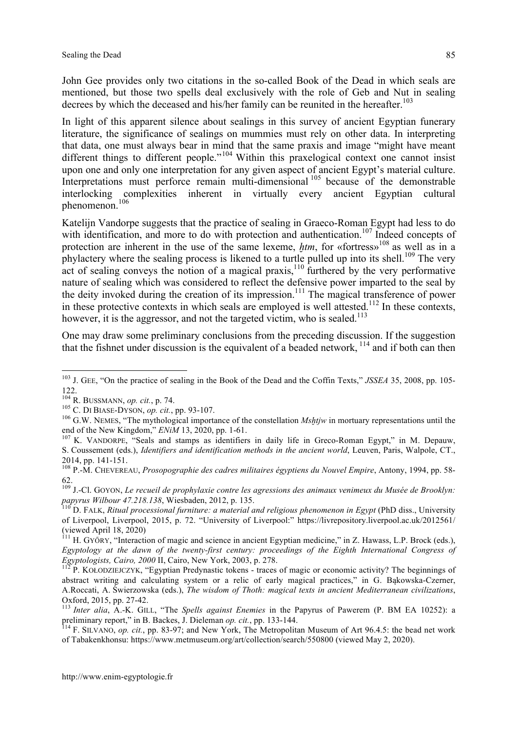John Gee provides only two citations in the so-called Book of the Dead in which seals are mentioned, but those two spells deal exclusively with the role of Geb and Nut in sealing decrees by which the deceased and his/her family can be reunited in the hereafter.[103]

In light of this apparent silence about sealings in this survey of ancient Egyptian funerary literature, the significance of sealings on mummies must rely on other data. In interpreting that data, one must always bear in mind that the same praxis and image "might have meant different things to different people."[104] Within this praxelogical context one cannot insist upon one and only one interpretation for any given aspect of ancient Egypt's material culture. Interpretations must perforce remain multi-dimensional[105] because of the demonstrable interlocking complexities inherent in virtually every ancient Egyptian cultural phenomenon.[106]

Katelijn Vandorpe suggests that the practice of sealing in Graeco-Roman Egypt had less to do with identification, and more to do with protection and authentication.[107] Indeed concepts of protection are inherent in the use of the same lexeme, *ḫtm*, for «fortress»[108] as well as in a phylactery where the sealing process is likened to a turtle pulled up into its shell.[109] The very act of sealing conveys the notion of a magical praxis,[110] furthered by the very performative nature of sealing which was considered to reflect the defensive power imparted to the seal by the deity invoked during the creation of its impression.[111] The magical transference of power in these protective contexts in which seals are employed is well attested.[112] In these contexts, however, it is the aggressor, and not the targeted victim, who is sealed.[113]

One may draw some preliminary conclusions from the preceding discussion. If the suggestion that the fishnet under discussion is the equivalent of a beaded network,[114] and if both can then

---

[103] J. GEE, "On the practice of sealing in the Book of the Dead and the Coffin Texts," *JSSEA* 35, 2008, pp. 105-122.

[104] R. BUSSMANN, *op. cit.*, p. 74.

[105] C. DI BIASE-DYSON, *op. cit.*, pp. 93-107.

[106] G.W. NEMES, "The mythological importance of the constellation *Msḫtjw* in mortuary representations until the end of the New Kingdom," *ENiM* 13, 2020, pp. 1-61.

[107] K. VANDORPE, "Seals and stamps as identifiers in daily life in Greco-Roman Egypt," in M. Depauw, S. Coussement (eds.), *Identifiers and identification methods in the ancient world*, Leuven, Paris, Walpole, CT., 2014, pp. 141-151.

[108] P.-M. CHEVEREAU, *Prosopographie des cadres militaires égyptiens du Nouvel Empire*, Antony, 1994, pp. 58-62.

[109] J.-Cl. GOYON, *Le recueil de prophylaxie contre les agressions des animaux venimeux du Musée de Brooklyn: papyrus Wilbour 47.218.138*, Wiesbaden, 2012, p. 135.

[110] D. FALK, *Ritual processional furniture: a material and religious phenomenon in Egypt* (PhD diss., University of Liverpool, Liverpool, 2015, p. 72. "University of Liverpool:" https://livrepository.liverpool.ac.uk/2012561/ (viewed April 18, 2020)

[111] H. GYŐRY, "Interaction of magic and science in ancient Egyptian medicine," in Z. Hawass, L.P. Brock (eds.), *Egyptology at the dawn of the twenty-first century: proceedings of the Eighth International Congress of Egyptologists, Cairo, 2000* II, Cairo, New York, 2003, p. 278.

[112] P. KOŁODZIEJCZYK, "Egyptian Predynastic tokens - traces of magic or economic activity? The beginnings of abstract writing and calculating system or a relic of early magical practices," in G. Bąkowska-Czerner, A.Roccati, A. Świerzowska (eds.), *The wisdom of Thoth: magical texts in ancient Mediterranean civilizations*, Oxford, 2015, pp. 27-42.

[113] *Inter alia*, A.-K. GILL, "The *Spells against Enemies* in the Papyrus of Pawerem (P. BM EA 10252): a preliminary report," in B. Backes, J. Dieleman *op. cit.*, pp. 133-144.

[114] F. SILVANO, *op. cit.*, pp. 83-97; and New York, The Metropolitan Museum of Art 96.4.5: the bead net work of Tabakenkhonsu: https://www.metmuseum.org/art/collection/search/550800 (viewed May 2, 2020).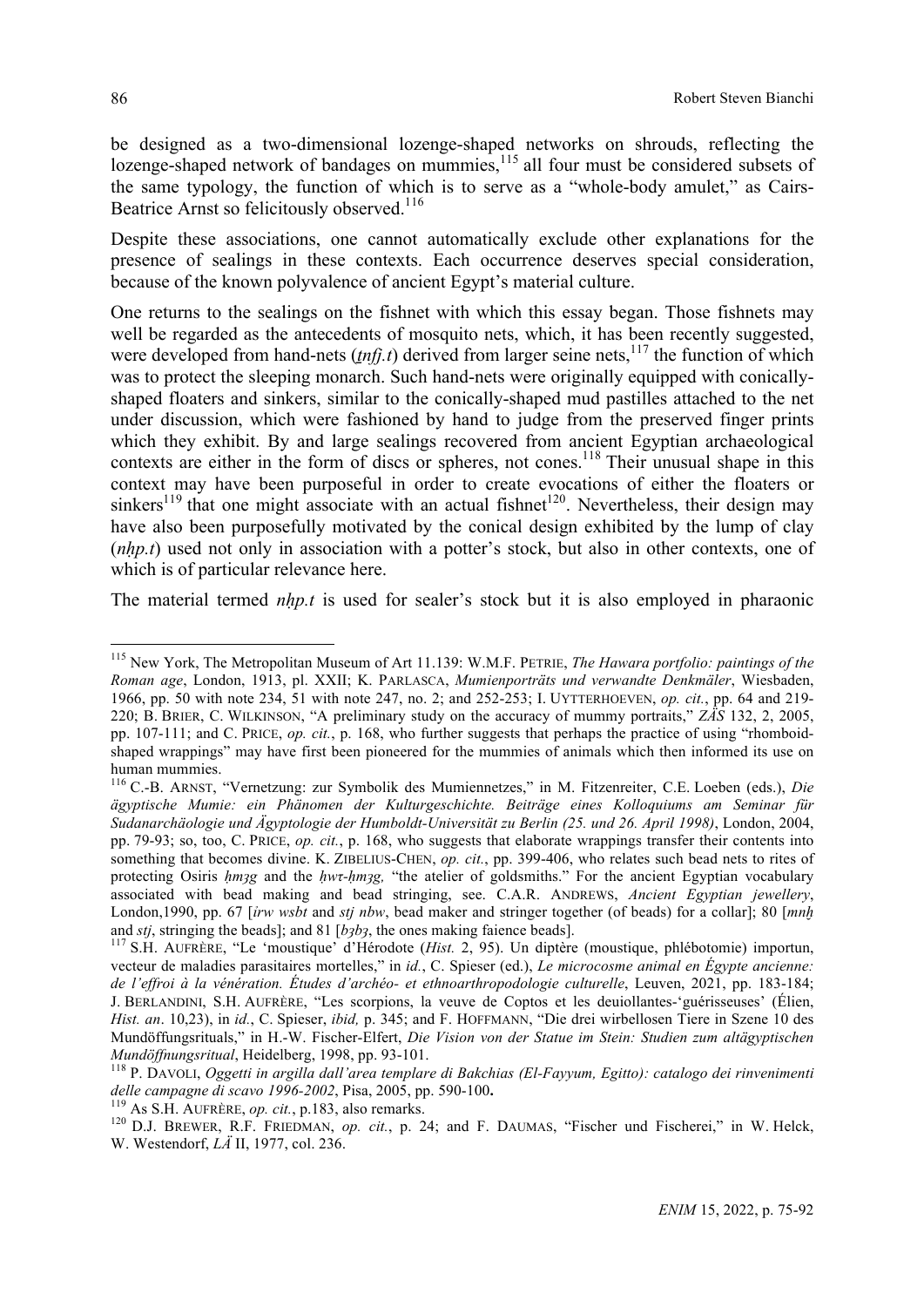be designed as a two-dimensional lozenge-shaped networks on shrouds, reflecting the lozenge-shaped network of bandages on mummies,[115] all four must be considered subsets of the same typology, the function of which is to serve as a "whole-body amulet," as Cairs-Beatrice Arnst so felicitously observed.[116]

Despite these associations, one cannot automatically exclude other explanations for the presence of sealings in these contexts. Each occurrence deserves special consideration, because of the known polyvalence of ancient Egypt's material culture.

One returns to the sealings on the fishnet with which this essay began. Those fishnets may well be regarded as the antecedents of mosquito nets, which, it has been recently suggested, were developed from hand-nets (*ṯnfj.t*) derived from larger seine nets,[117] the function of which was to protect the sleeping monarch. Such hand-nets were originally equipped with conically-shaped floaters and sinkers, similar to the conically-shaped mud pastilles attached to the net under discussion, which were fashioned by hand to judge from the preserved finger prints which they exhibit. By and large sealings recovered from ancient Egyptian archaeological contexts are either in the form of discs or spheres, not cones.[118] Their unusual shape in this context may have been purposeful in order to create evocations of either the floaters or sinkers[119] that one might associate with an actual fishnet[120]. Nevertheless, their design may have also been purposefully motivated by the conical design exhibited by the lump of clay (*nḥp.t*) used not only in association with a potter's stock, but also in other contexts, one of which is of particular relevance here.

The material termed *nḥp.t* is used for sealer's stock but it is also employed in pharaonic

---

[115] New York, The Metropolitan Museum of Art 11.139: W.M.F. Petrie, *The Hawara portfolio: paintings of the Roman age*, London, 1913, pl. XXII; K. Parlasca, *Mumienporträts und verwandte Denkmäler*, Wiesbaden, 1966, pp. 50 with note 234, 51 with note 247, no. 2; and 252-253; I. Uytterhoeven, *op. cit.*, pp. 64 and 219-220; B. Brier, C. Wilkinson, "A preliminary study on the accuracy of mummy portraits," *ZÄS* 132, 2, 2005, pp. 107-111; and C. Price, *op. cit.*, p. 168, who further suggests that perhaps the practice of using "rhomboid-shaped wrappings" may have first been pioneered for the mummies of animals which then informed its use on human mummies.

[116] C.-B. Arnst, "Vernetzung: zur Symbolik des Mumiennetzes," in M. Fitzenreiter, C.E. Loeben (eds.), *Die ägyptische Mumie: ein Phänomen der Kulturgeschichte. Beiträge eines Kolloquiums am Seminar für Sudanarchäologie und Ägyptologie der Humboldt-Universität zu Berlin (25. und 26. April 1998)*, London, 2004, pp. 79-93; so, too, C. Price, *op. cit.*, p. 168, who suggests that elaborate wrappings transfer their contents into something that becomes divine. K. Zibelius-Chen, *op. cit.*, pp. 399-406, who relates such bead nets to rites of protecting Osiris *ḥmꜣg* and the *ḥwt-ḥmꜣg,* "the atelier of goldsmiths." For the ancient Egyptian vocabulary associated with bead making and bead stringing, see. C.A.R. Andrews, *Ancient Egyptian jewellery*, London,1990, pp. 67 [*irw wsbt* and *stj nbw*, bead maker and stringer together (of beads) for a collar]; 80 [*mnḫ* and *stj*, stringing the beads]; and 81 [*bꜣbꜣ*, the ones making faience beads].

[117] S.H. Aufrère, "Le 'moustique' d'Hérodote (*Hist.* 2, 95). Un diptère (moustique, phlébotomie) importun, vecteur de maladies parasitaires mortelles," in *id.*, C. Spieser (ed.), *Le microcosme animal en Égypte ancienne: de l'effroi à la vénération. Études d'archéo- et ethnoarthropodologie culturelle*, Leuven, 2021, pp. 183-184; J. Berlandini, S.H. Aufrère, "Les scorpions, la veuve de Coptos et les deuiollantes-'guérisseuses' (Élien, *Hist. an*. 10,23), in *id.*, C. Spieser, *ibid,* p. 345; and F. Hoffmann, "Die drei wirbellosen Tiere in Szene 10 des Mundöffnungsrituals," in H.-W. Fischer-Elfert, *Die Vision von der Statue im Stein: Studien zum altägyptischen Mundöffnungsritual*, Heidelberg, 1998, pp. 93-101.

[118] P. Davoli, *Oggetti in argilla dall'area templare di Bakchias (El-Fayyum, Egitto): catalogo dei rinvenimenti delle campagne di scavo 1996-2002*, Pisa, 2005, pp. 590-100**.**

[119] As S.H. Aufrère, *op. cit.*, p.183, also remarks.

[120] D.J. Brewer, R.F. Friedman, *op. cit.*, p. 24; and F. Daumas, "Fischer und Fischerei," in W. Helck, W. Westendorf, *LÄ* II, 1977, col. 236.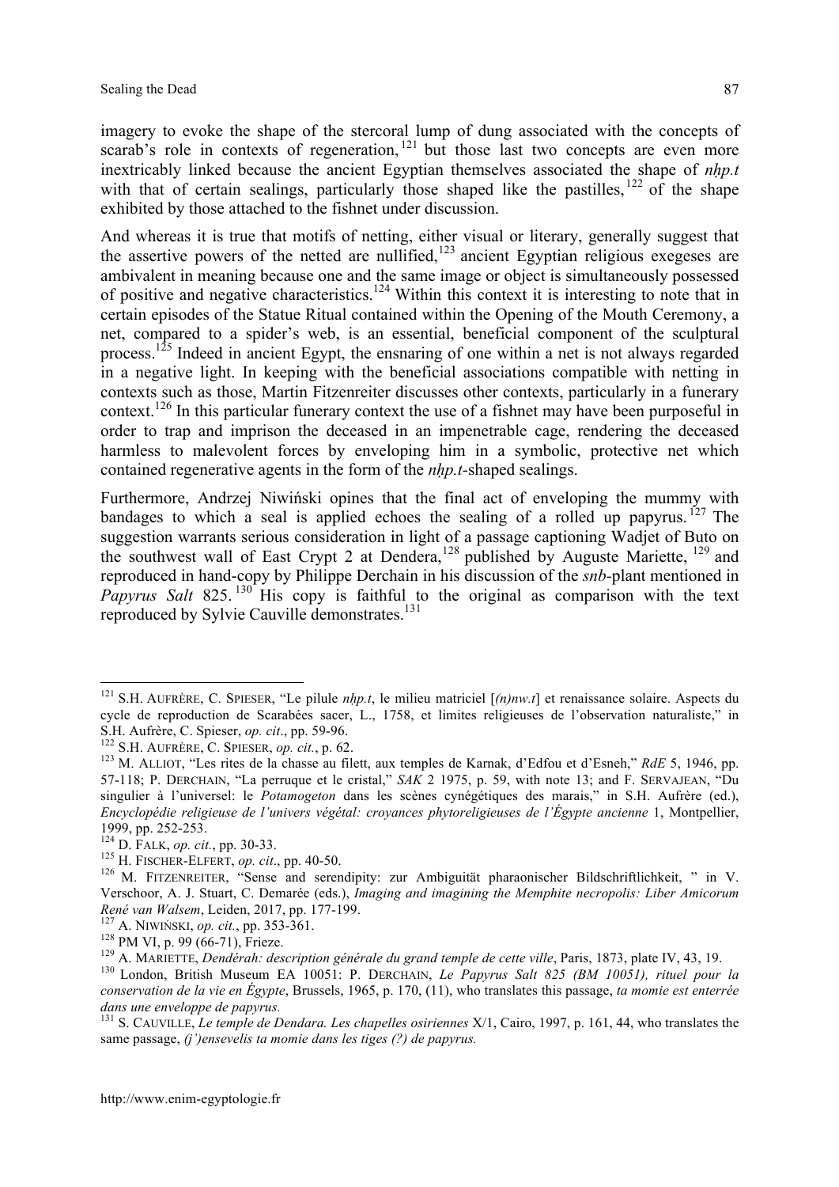imagery to evoke the shape of the stercoral lump of dung associated with the concepts of scarab's role in contexts of regeneration,[121] but those last two concepts are even more inextricably linked because the ancient Egyptian themselves associated the shape of *nḥp.t* with that of certain sealings, particularly those shaped like the pastilles,[122] of the shape exhibited by those attached to the fishnet under discussion.

And whereas it is true that motifs of netting, either visual or literary, generally suggest that the assertive powers of the netted are nullified,[123] ancient Egyptian religious exegeses are ambivalent in meaning because one and the same image or object is simultaneously possessed of positive and negative characteristics.[124] Within this context it is interesting to note that in certain episodes of the Statue Ritual contained within the Opening of the Mouth Ceremony, a net, compared to a spider's web, is an essential, beneficial component of the sculptural process.[125] Indeed in ancient Egypt, the ensnaring of one within a net is not always regarded in a negative light. In keeping with the beneficial associations compatible with netting in contexts such as those, Martin Fitzenreiter discusses other contexts, particularly in a funerary context.[126] In this particular funerary context the use of a fishnet may have been purposeful in order to trap and imprison the deceased in an impenetrable cage, rendering the deceased harmless to malevolent forces by enveloping him in a symbolic, protective net which contained regenerative agents in the form of the *nḥp.t*-shaped sealings.

Furthermore, Andrzej Niwiński opines that the final act of enveloping the mummy with bandages to which a seal is applied echoes the sealing of a rolled up papyrus.[127] The suggestion warrants serious consideration in light of a passage captioning Wadjet of Buto on the southwest wall of East Crypt 2 at Dendera,[128] published by Auguste Mariette,[129] and reproduced in hand-copy by Philippe Derchain in his discussion of the *snb*-plant mentioned in *Papyrus Salt* 825.[130] His copy is faithful to the original as comparison with the text reproduced by Sylvie Cauville demonstrates.[131]

---

[121] S.H. AUFRÈRE, C. SPIESER, "Le pilule *nḥp.t*, le milieu matriciel [*(n)nw.t*] et renaissance solaire. Aspects du cycle de reproduction de Scarabées sacer, L., 1758, et limites religieuses de l'observation naturaliste," in S.H. Aufrère, C. Spieser, *op. cit*., pp. 59-96.

[122] S.H. AUFRÈRE, C. SPIESER, *op. cit.*, p. 62.

[123] M. ALLIOT, "Les rites de la chasse au filett, aux temples de Karnak, d'Edfou et d'Esneh," *RdE* 5, 1946, pp. 57-118; P. DERCHAIN, "La perruque et le cristal," *SAK* 2 1975, p. 59, with note 13; and F. SERVAJEAN, "Du singulier à l'universel: le *Potamogeton* dans les scènes cynégétiques des marais," in S.H. Aufrère (ed.), *Encyclopédie religieuse de l'univers végétal: croyances phytoreligieuses de l'Égypte ancienne* 1, Montpellier, 1999, pp. 252-253.

[124] D. FALK, *op. cit.*, pp. 30-33.

[125] H. FISCHER-ELFERT, *op. cit*., pp. 40-50.

[126] M. FITZENREITER, "Sense and serendipity: zur Ambiguität pharaonischer Bildschriftlichkeit, " in V. Verschoor, A. J. Stuart, C. Demarée (eds.), *Imaging and imagining the Memphite necropolis: Liber Amicorum René van Walsem*, Leiden, 2017, pp. 177-199.

[127] A. NIWIŃSKI, *op. cit.*, pp. 353-361.

[128] PM VI, p. 99 (66-71), Frieze.

[129] A. MARIETTE, *Dendérah: description générale du grand temple de cette ville*, Paris, 1873, plate IV, 43, 19.

[130] London, British Museum EA 10051: P. DERCHAIN, *Le Papyrus Salt 825 (BM 10051), rituel pour la conservation de la vie en Égypte*, Brussels, 1965, p. 170, (11), who translates this passage, *ta momie est enterrée dans une enveloppe de papyrus.*

[131] S. CAUVILLE, *Le temple de Dendara. Les chapelles osiriennes* X/1, Cairo, 1997, p. 161, 44, who translates the same passage, *(j')ensevelis ta momie dans les tiges (?) de papyrus.*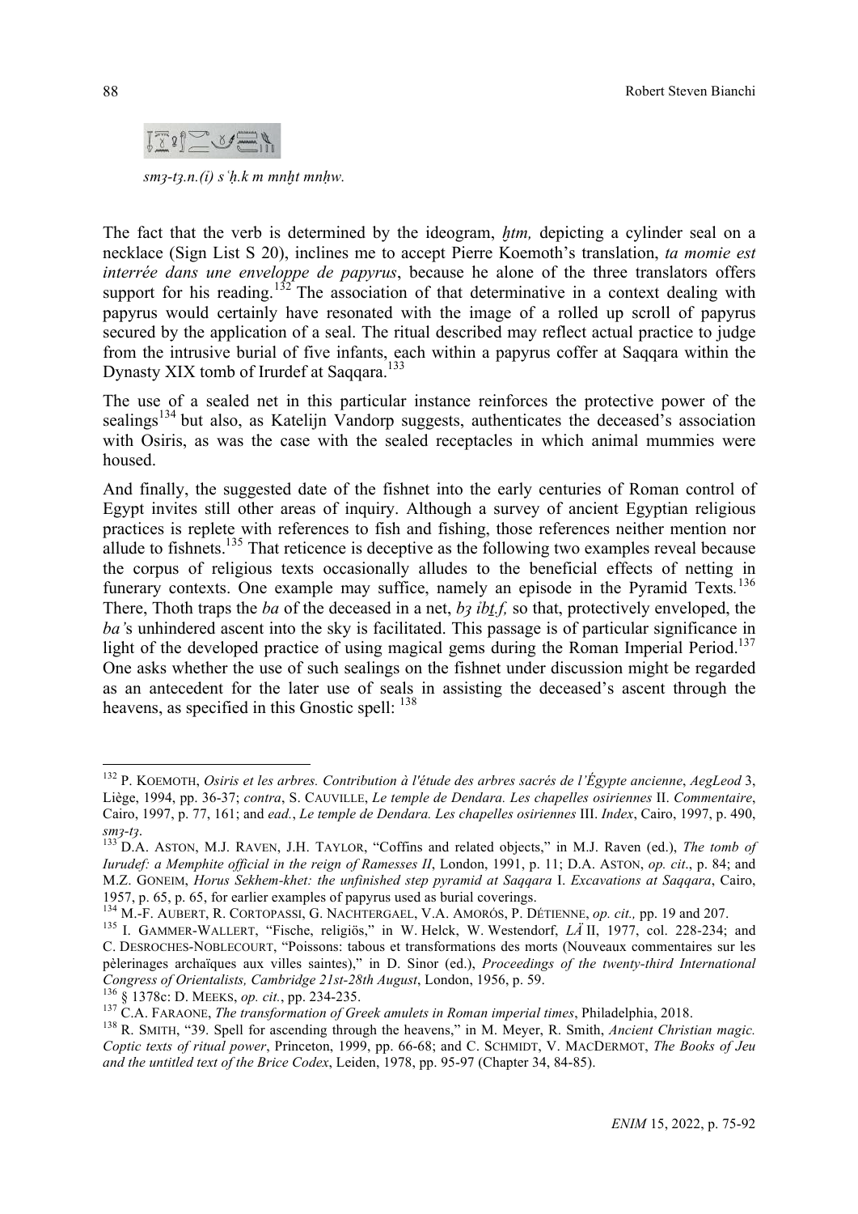*smꜣ-tꜣ.n.(i) sꜥḥ.k m mnḫt mnḥw.*

The fact that the verb is determined by the ideogram, *ḫtm,* depicting a cylinder seal on a necklace (Sign List S 20), inclines me to accept Pierre Koemoth's translation, *ta momie est interrée dans une enveloppe de papyrus*, because he alone of the three translators offers support for his reading.[132] The association of that determinative in a context dealing with papyrus would certainly have resonated with the image of a rolled up scroll of papyrus secured by the application of a seal. The ritual described may reflect actual practice to judge from the intrusive burial of five infants, each within a papyrus coffer at Saqqara within the Dynasty XIX tomb of Irurdef at Saqqara.[133]

The use of a sealed net in this particular instance reinforces the protective power of the sealings[134] but also, as Katelijn Vandorp suggests, authenticates the deceased's association with Osiris, as was the case with the sealed receptacles in which animal mummies were housed.

And finally, the suggested date of the fishnet into the early centuries of Roman control of Egypt invites still other areas of inquiry. Although a survey of ancient Egyptian religious practices is replete with references to fish and fishing, those references neither mention nor allude to fishnets.[135] That reticence is deceptive as the following two examples reveal because the corpus of religious texts occasionally alludes to the beneficial effects of netting in funerary contexts. One example may suffice, namely an episode in the Pyramid Texts.[136] There, Thoth traps the *ba* of the deceased in a net, *bꜣ ibṯ.f,* so that, protectively enveloped, the *ba's* unhindered ascent into the sky is facilitated. This passage is of particular significance in light of the developed practice of using magical gems during the Roman Imperial Period.[137] One asks whether the use of such sealings on the fishnet under discussion might be regarded as an antecedent for the later use of seals in assisting the deceased's ascent through the heavens, as specified in this Gnostic spell: [138]

---

[132] P. KOEMOTH, *Osiris et les arbres. Contribution à l'étude des arbres sacrés de l'Égypte ancienne*, *AegLeod* 3, Liège, 1994, pp. 36-37; *contra*, S. CAUVILLE, *Le temple de Dendara. Les chapelles osiriennes* II. *Commentaire*, Cairo, 1997, p. 77, 161; and *ead.*, *Le temple de Dendara. Les chapelles osiriennes* III. *Index*, Cairo, 1997, p. 490, *smꜣ-tꜣ*.

[133] D.A. ASTON, M.J. RAVEN, J.H. TAYLOR, "Coffins and related objects," in M.J. Raven (ed.), *The tomb of Iurudef: a Memphite official in the reign of Ramesses II*, London, 1991, p. 11; D.A. ASTON, *op. cit*., p. 84; and M.Z. GONEIM, *Horus Sekhem-khet: the unfinished step pyramid at Saqqara* I. *Excavations at Saqqara*, Cairo, 1957, p. 65, p. 65, for earlier examples of papyrus used as burial coverings.

[134] M.-F. AUBERT, R. CORTOPASSI, G. NACHTERGAEL, V.A. AMORÓS, P. DÉTIENNE, *op. cit.,* pp. 19 and 207.

[135] I. GAMMER-WALLERT, "Fische, religiös," in W. Helck, W. Westendorf, *LÄ* II, 1977, col. 228-234; and C. DESROCHES-NOBLECOURT, "Poissons: tabous et transformations des morts (Nouveaux commentaires sur les pèlerinages archaïques aux villes saintes)," in D. Sinor (ed.), *Proceedings of the twenty-third International Congress of Orientalists, Cambridge 21st-28th August*, London, 1956, p. 59.

[136] § 1378c: D. MEEKS, *op. cit.*, pp. 234-235.

[137] C.A. FARAONE, *The transformation of Greek amulets in Roman imperial times*, Philadelphia, 2018.

[138] R. SMITH, "39. Spell for ascending through the heavens," in M. Meyer, R. Smith, *Ancient Christian magic. Coptic texts of ritual power*, Princeton, 1999, pp. 66-68; and C. SCHMIDT, V. MACDERMOT, *The Books of Jeu and the untitled text of the Brice Codex*, Leiden, 1978, pp. 95-97 (Chapter 34, 84-85).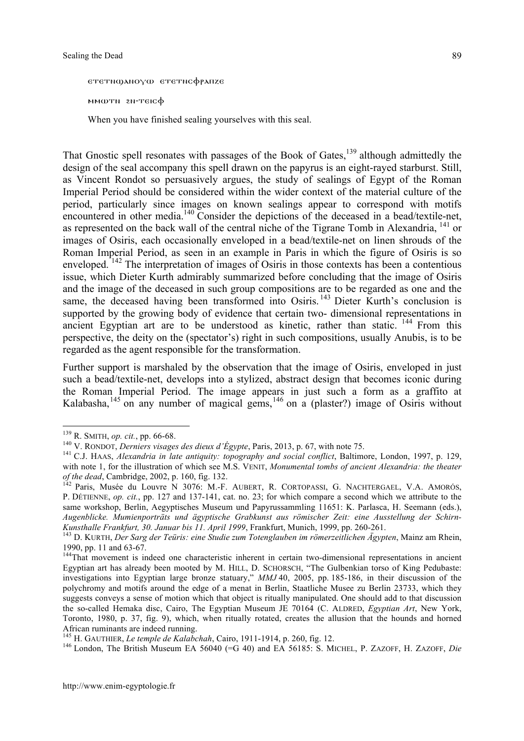ⲉⲧⲉⲧⲛϣⲁⲛⲟⲩⲱ ⲉⲧⲉⲧⲛⲥⲫⲣⲁⲅⲉ

ⲙⲙⲱⲧⲛ ϩⲛ-ⲧⲉⲓⲥⲫ

When you have finished sealing yourselves with this seal.

That Gnostic spell resonates with passages of the Book of Gates,[139] although admittedly the design of the seal accompany this spell drawn on the papyrus is an eight-rayed starburst. Still, as Vincent Rondot so persuasively argues, the study of sealings of Egypt of the Roman Imperial Period should be considered within the wider context of the material culture of the period, particularly since images on known sealings appear to correspond with motifs encountered in other media.[140] Consider the depictions of the deceased in a bead/textile-net, as represented on the back wall of the central niche of the Tigrane Tomb in Alexandria, [141] or images of Osiris, each occasionally enveloped in a bead/textile-net on linen shrouds of the Roman Imperial Period, as seen in an example in Paris in which the figure of Osiris is so enveloped. [142] The interpretation of images of Osiris in those contexts has been a contentious issue, which Dieter Kurth admirably summarized before concluding that the image of Osiris and the image of the deceased in such group compositions are to be regarded as one and the same, the deceased having been transformed into Osiris.[143] Dieter Kurth's conclusion is supported by the growing body of evidence that certain two- dimensional representations in ancient Egyptian art are to be understood as kinetic, rather than static. [144] From this perspective, the deity on the (spectator's) right in such compositions, usually Anubis, is to be regarded as the agent responsible for the transformation.

Further support is marshaled by the observation that the image of Osiris, enveloped in just such a bead/textile-net, develops into a stylized, abstract design that becomes iconic during the Roman Imperial Period. The image appears in just such a form as a graffito at Kalabasha,[145] on any number of magical gems,[146] on a (plaster?) image of Osiris without

---

[139] R. Smith, *op. cit.*, pp. 66-68.

[140] V. Rondot, *Derniers visages des dieux d'Égypte*, Paris, 2013, p. 67, with note 75.

[141] C.J. Haas, *Alexandria in late antiquity: topography and social conflict*, Baltimore, London, 1997, p. 129, with note 1, for the illustration of which see M.S. Venit, *Monumental tombs of ancient Alexandria: the theater of the dead*, Cambridge, 2002, p. 160, fig. 132.

[142] Paris, Musée du Louvre N 3076: M.-F. Aubert, R. Cortopassi, G. Nachtergael, V.A. Amorós, P. Détienne, *op. cit.*, pp. 127 and 137-141, cat. no. 23; for which compare a second which we attribute to the same workshop, Berlin, Aegyptisches Museum und Papyrussammling 11651: K. Parlasca, H. Seemann (eds.), *Augenblicke. Mumienporträts und ägyptische Grabkunst aus römischer Zeit: eine Ausstellung der Schirn-Kunsthalle Frankfurt, 30. Januar bis 11. April 1999*, Frankfurt, Munich, 1999, pp. 260-261.

[143] D. Kurth, *Der Sarg der Teüris: eine Studie zum Totenglauben im römerzeitlichen Ägypten*, Mainz am Rhein, 1990, pp. 11 and 63-67.

[144] That movement is indeed one characteristic inherent in certain two-dimensional representations in ancient Egyptian art has already been mooted by M. Hill, D. Schorsch, "The Gulbenkian torso of King Pedubaste: investigations into Egyptian large bronze statuary," *MMJ* 40, 2005, pp. 185-186, in their discussion of the polychromy and motifs around the edge of a menat in Berlin, Staatliche Musee zu Berlin 23733, which they suggests conveys a sense of motion which that object is ritually manipulated. One should add to that discussion the so-called Hemaka disc, Cairo, The Egyptian Museum JE 70164 (C. Aldred, *Egyptian Art*, New York, Toronto, 1980, p. 37, fig. 9), which, when ritually rotated, creates the allusion that the hounds and horned African ruminants are indeed running.

[145] H. Gauthier, *Le temple de Kalabchah*, Cairo, 1911-1914, p. 260, fig. 12.

[146] London, The British Museum EA 56040 (=G 40) and EA 56185: S. Michel, P. Zazoff, H. Zazoff, *Die*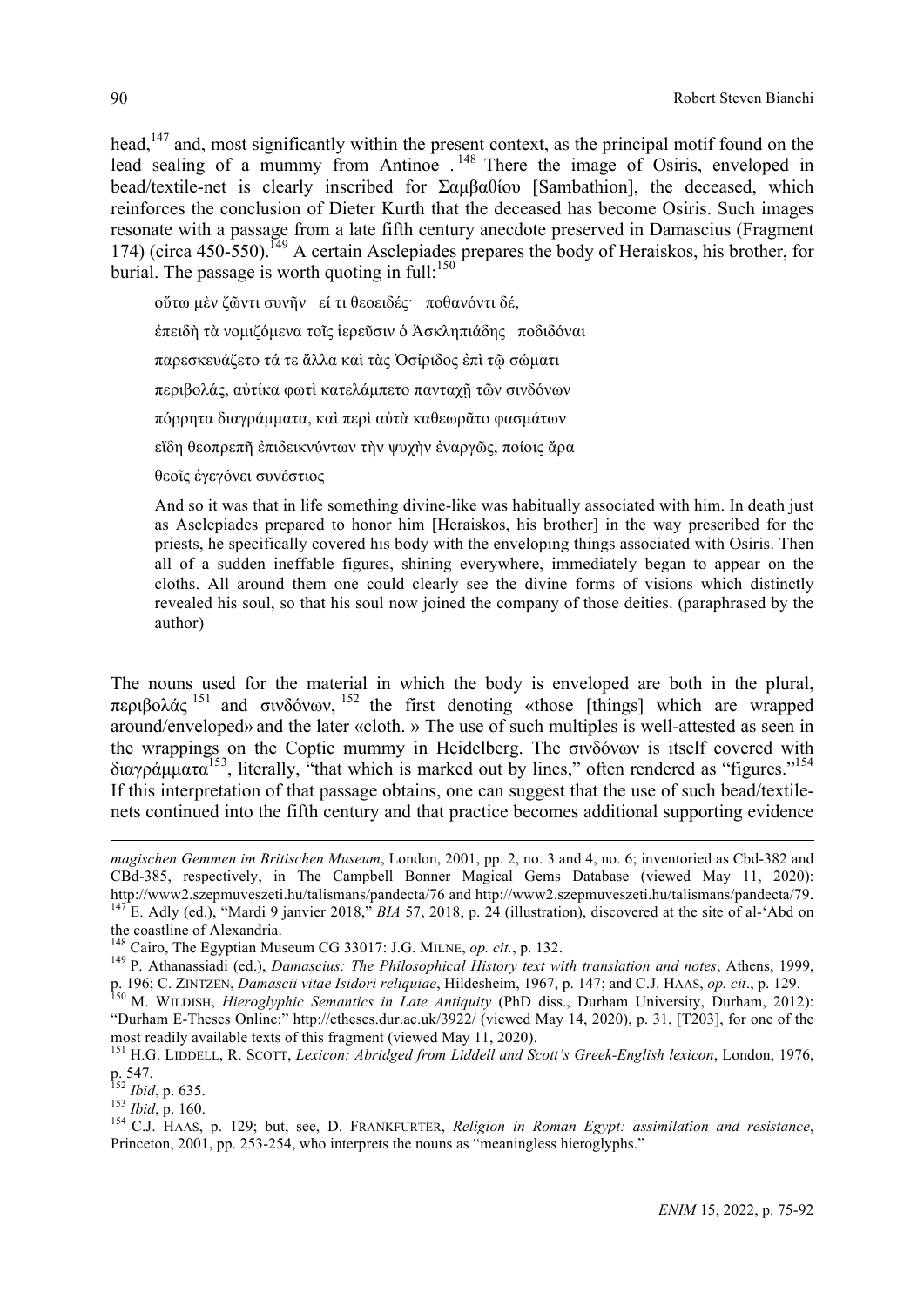head,[147] and, most significantly within the present context, as the principal motif found on the lead sealing of a mummy from Antinoe .[148] There the image of Osiris, enveloped in bead/textile-net is clearly inscribed for Σαμβαθίου [Sambathion], the deceased, which reinforces the conclusion of Dieter Kurth that the deceased has become Osiris. Such images resonate with a passage from a late fifth century anecdote preserved in Damascius (Fragment 174) (circa 450-550).[149] A certain Asclepiades prepares the body of Heraiskos, his brother, for burial. The passage is worth quoting in full:[150]

> οὕτω μὲν ζῶντι συνῆν εί τι θεοειδές· ποθανόντι δέ,
>
> ἐπειδὴ τὰ νομιζόμενα τοῖς ἱερεῦσιν ὁ Ἀσκληπιάδης ποδιδόναι
>
> παρεσκευάζετο τά τε ἄλλα καὶ τὰς Ὀσίριδος ἐπὶ τῷ σώματι
>
> περιβολάς, αὐτίκα φωτὶ κατελάμπετο πανταχῇ τῶν σινδόνων
>
> πόρρητα διαγράμματα, καὶ περὶ αὐτὰ καθεωρᾶτο φασμάτων
>
> εἴδη θεοπρεπῆ ἐπιδεικνύντων τὴν ψυχὴν ἐναργῶς, ποίοις ἄρα
>
> θεοῖς ἐγεγόνει συνέστιος
>
> And so it was that in life something divine-like was habitually associated with him. In death just as Asclepiades prepared to honor him [Heraiskos, his brother] in the way prescribed for the priests, he specifically covered his body with the enveloping things associated with Osiris. Then all of a sudden ineffable figures, shining everywhere, immediately began to appear on the cloths. All around them one could clearly see the divine forms of visions which distinctly revealed his soul, so that his soul now joined the company of those deities. (paraphrased by the author)

The nouns used for the material in which the body is enveloped are both in the plural, περιβολάς [151] and σινδόνων, [152] the first denoting «those [things] which are wrapped around/enveloped» and the later «cloth. » The use of such multiples is well-attested as seen in the wrappings on the Coptic mummy in Heidelberg. The σινδόνων is itself covered with διαγράμματα[153], literally, "that which is marked out by lines," often rendered as "figures."[154] If this interpretation of that passage obtains, one can suggest that the use of such bead/textile-nets continued into the fifth century and that practice becomes additional supporting evidence

---

*magischen Gemmen im Britischen Museum*, London, 2001, pp. 2, no. 3 and 4, no. 6; inventoried as Cbd-382 and CBd-385, respectively, in The Campbell Bonner Magical Gems Database (viewed May 11, 2020): http://www2.szepmuveszeti.hu/talismans/pandecta/76 and http://www2.szepmuveszeti.hu/talismans/pandecta/79.

[147] E. Adly (ed.), "Mardi 9 janvier 2018," *BIA* 57, 2018, p. 24 (illustration), discovered at the site of al-'Abd on the coastline of Alexandria.

[148] Cairo, The Egyptian Museum CG 33017: J.G. MILNE, *op. cit.*, p. 132.

[149] P. Athanassiadi (ed.), *Damascius: The Philosophical History text with translation and notes*, Athens, 1999, p. 196; C. ZINTZEN, *Damascii vitae Isidori reliquiae*, Hildesheim, 1967, p. 147; and C.J. HAAS, *op. cit*., p. 129.

[150] M. WILDISH, *Hieroglyphic Semantics in Late Antiquity* (PhD diss., Durham University, Durham, 2012): "Durham E-Theses Online:" http://etheses.dur.ac.uk/3922/ (viewed May 14, 2020), p. 31, [T203], for one of the most readily available texts of this fragment (viewed May 11, 2020).

[151] H.G. LIDDELL, R. SCOTT, *Lexicon: Abridged from Liddell and Scott's Greek-English lexicon*, London, 1976, p. 547.

[152] *Ibid*, p. 635.

[153] *Ibid*, p. 160.

[154] C.J. HAAS, p. 129; but, see, D. FRANKFURTER, *Religion in Roman Egypt: assimilation and resistance*, Princeton, 2001, pp. 253-254, who interprets the nouns as "meaningless hieroglyphs."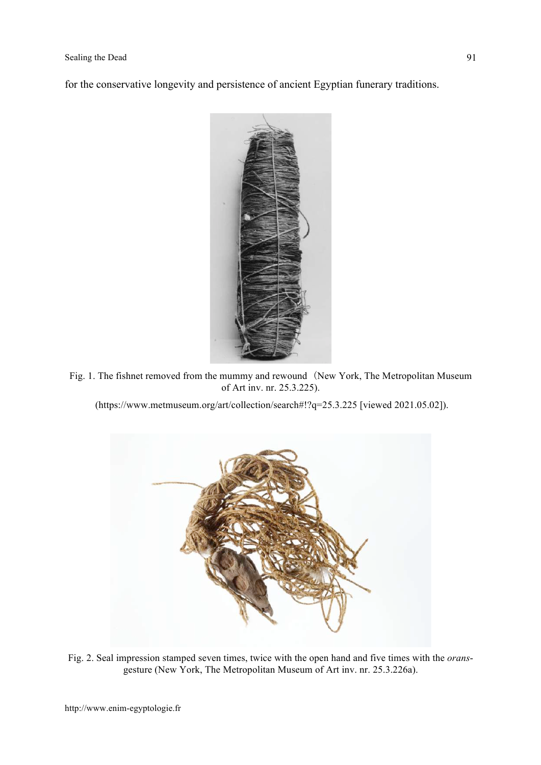for the conservative longevity and persistence of ancient Egyptian funerary traditions.

Fig. 1. The fishnet removed from the mummy and rewound（New York, The Metropolitan Museum of Art inv. nr. 25.3.225).

(https://www.metmuseum.org/art/collection/search#!?q=25.3.225 [viewed 2021.05.02]).

Fig. 2. Seal impression stamped seven times, twice with the open hand and five times with the *orans*-gesture (New York, The Metropolitan Museum of Art inv. nr. 25.3.226a).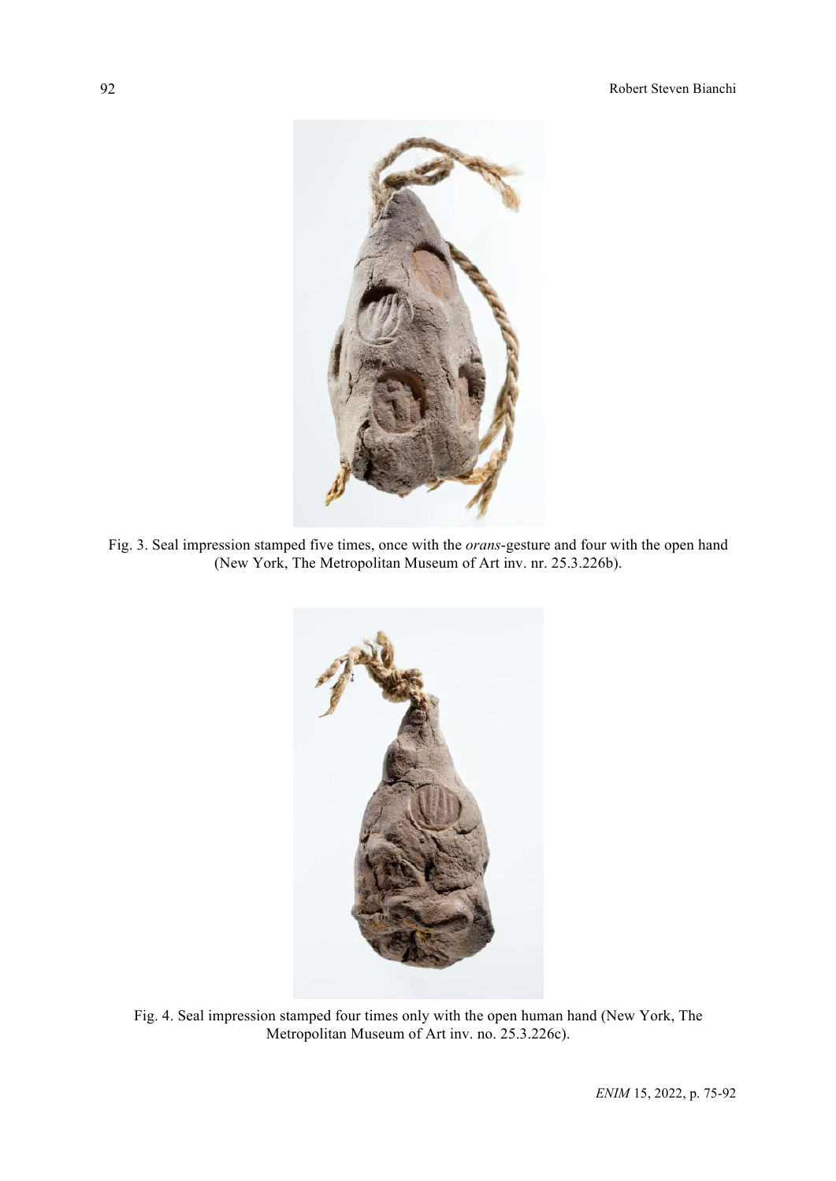Fig. 3. Seal impression stamped five times, once with the *orans*-gesture and four with the open hand (New York, The Metropolitan Museum of Art inv. nr. 25.3.226b).

Fig. 4. Seal impression stamped four times only with the open human hand (New York, The Metropolitan Museum of Art inv. no. 25.3.226c).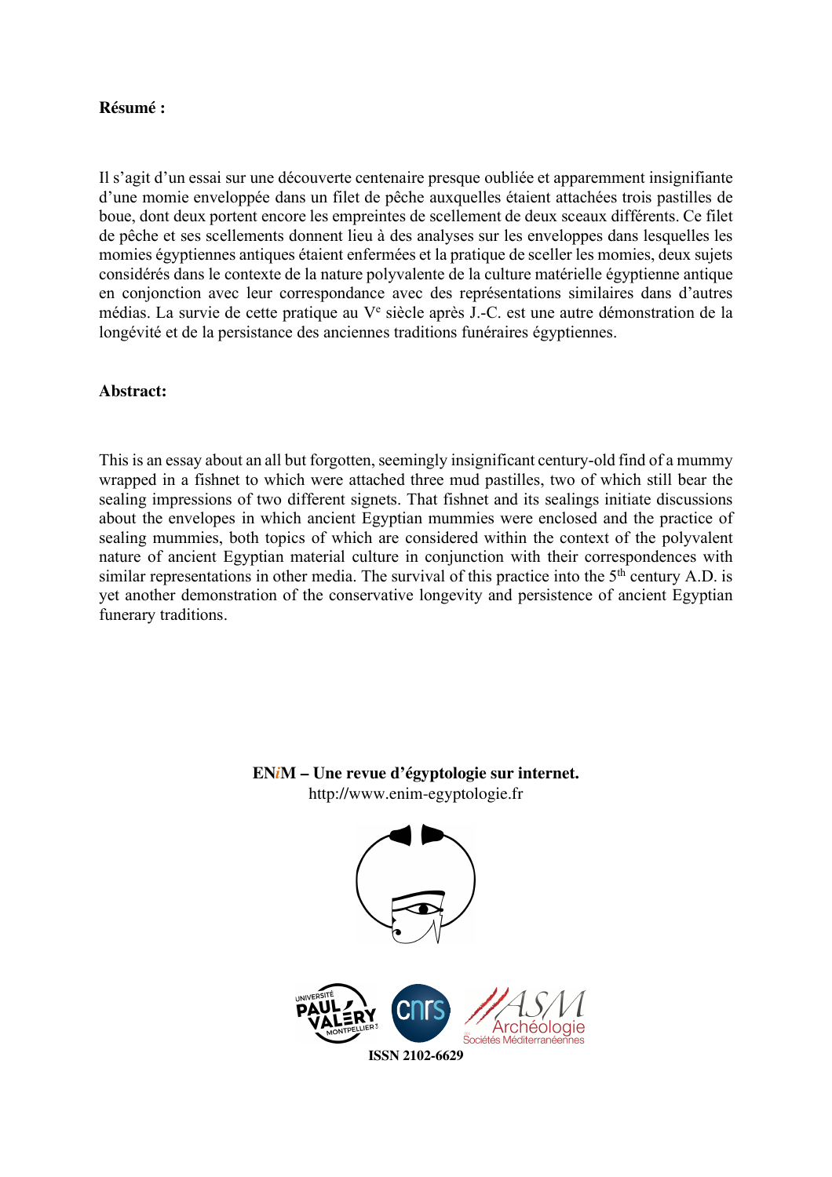**Résumé :**

Il s'agit d'un essai sur une découverte centenaire presque oubliée et apparemment insignifiante d'une momie enveloppée dans un filet de pêche auxquelles étaient attachées trois pastilles de boue, dont deux portent encore les empreintes de scellement de deux sceaux différents. Ce filet de pêche et ses scellements donnent lieu à des analyses sur les enveloppes dans lesquelles les momies égyptiennes antiques étaient enfermées et la pratique de sceller les momies, deux sujets considérés dans le contexte de la nature polyvalente de la culture matérielle égyptienne antique en conjonction avec leur correspondance avec des représentations similaires dans d'autres médias. La survie de cette pratique au V$^{e}$ siècle après J.-C. est une autre démonstration de la longévité et de la persistance des anciennes traditions funéraires égyptiennes.

**Abstract:**

This is an essay about an all but forgotten, seemingly insignificant century-old find of a mummy wrapped in a fishnet to which were attached three mud pastilles, two of which still bear the sealing impressions of two different signets. That fishnet and its sealings initiate discussions about the envelopes in which ancient Egyptian mummies were enclosed and the practice of sealing mummies, both topics of which are considered within the context of the polyvalent nature of ancient Egyptian material culture in conjunction with their correspondences with similar representations in other media. The survival of this practice into the 5$^{th}$ century A.D. is yet another demonstration of the conservative longevity and persistence of ancient Egyptian funerary traditions.

**EN*i*M – Une revue d'égyptologie sur internet.**
http://www.enim-egyptologie.fr

**ISSN 2102-6629**